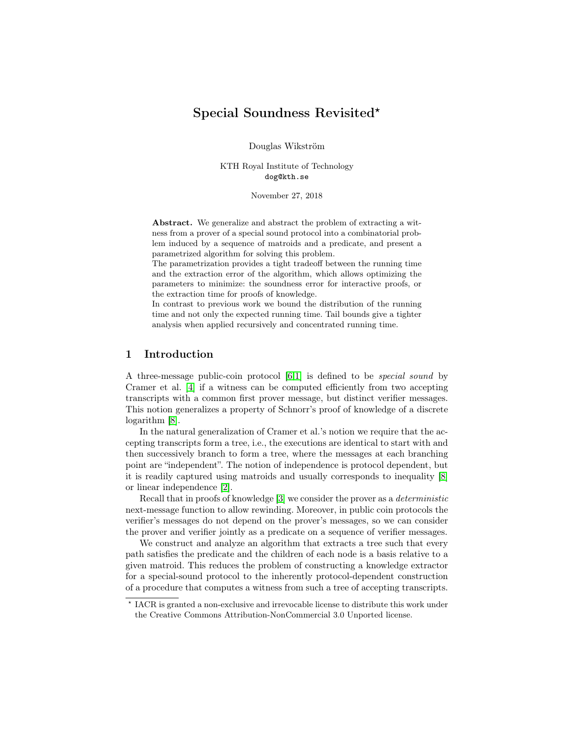# Special Soundness Revisited*

Douglas Wikström

KTH Royal Institute of Technology
dog@kth.se

November 27, 2018

**Abstract.** We generalize and abstract the problem of extracting a witness from a prover of a special sound protocol into a combinatorial problem induced by a sequence of matroids and a predicate, and present a parametrized algorithm for solving this problem.
The parametrization provides a tight tradeoff between the running time and the extraction error of the algorithm, which allows optimizing the parameters to minimize: the soundness error for interactive proofs, or the extraction time for proofs of knowledge.
In contrast to previous work we bound the distribution of the running time and not only the expected running time. Tail bounds give a tighter analysis when applied recursively and concentrated running time.

## 1 Introduction

A three-message public-coin protocol [6,1] is defined to be *special sound* by Cramer et al. [4] if a witness can be computed efficiently from two accepting transcripts with a common first prover message, but distinct verifier messages. This notion generalizes a property of Schnorr's proof of knowledge of a discrete logarithm [8].

In the natural generalization of Cramer et al.'s notion we require that the accepting transcripts form a tree, i.e., the executions are identical to start with and then successively branch to form a tree, where the messages at each branching point are "independent". The notion of independence is protocol dependent, but it is readily captured using matroids and usually corresponds to inequality [8] or linear independence [2].

Recall that in proofs of knowledge [3] we consider the prover as a *deterministic* next-message function to allow rewinding. Moreover, in public coin protocols the verifier's messages do not depend on the prover's messages, so we can consider the prover and verifier jointly as a predicate on a sequence of verifier messages.

We construct and analyze an algorithm that extracts a tree such that every path satisfies the predicate and the children of each node is a basis relative to a given matroid. This reduces the problem of constructing a knowledge extractor for a special-sound protocol to the inherently protocol-dependent construction of a procedure that computes a witness from such a tree of accepting transcripts.

---

* IACR is granted a non-exclusive and irrevocable license to distribute this work under the Creative Commons Attribution-NonCommercial 3.0 Unported license.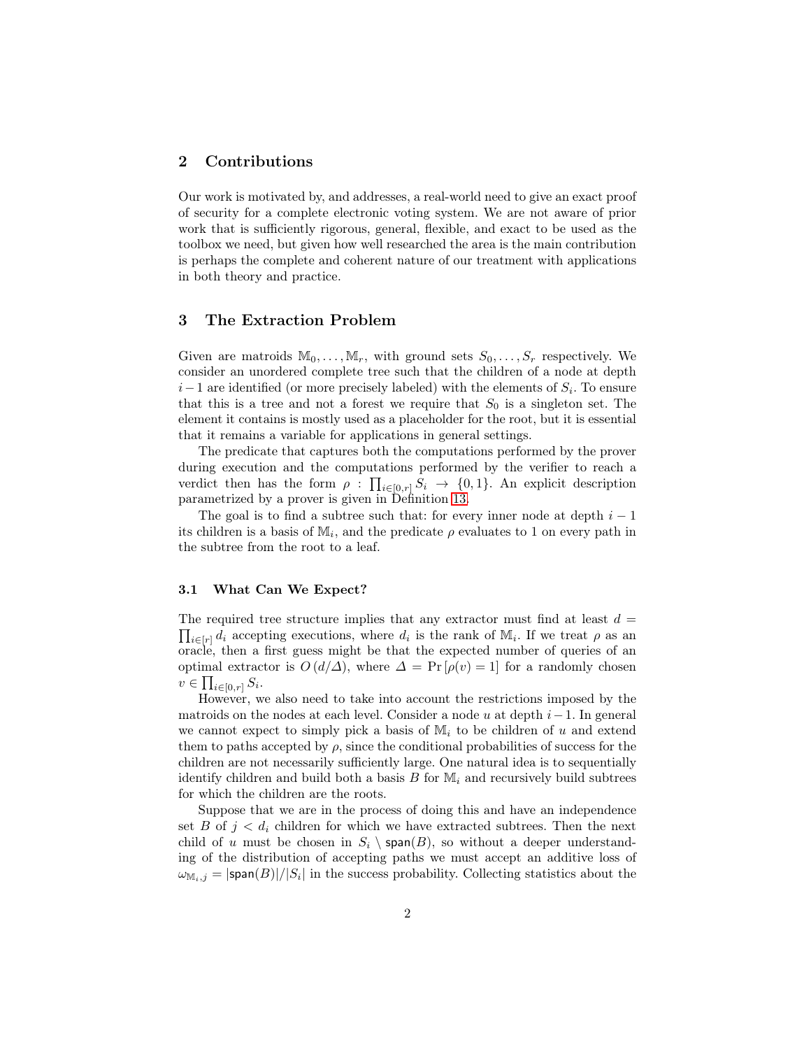## 2 Contributions

Our work is motivated by, and addresses, a real-world need to give an exact proof of security for a complete electronic voting system. We are not aware of prior work that is sufficiently rigorous, general, flexible, and exact to be used as the toolbox we need, but given how well researched the area is the main contribution is perhaps the complete and coherent nature of our treatment with applications in both theory and practice.

## 3 The Extraction Problem

Given are matroids $\mathbb{M}_0, \ldots, \mathbb{M}_r$, with ground sets $S_0, \ldots, S_r$ respectively. We consider an unordered complete tree such that the children of a node at depth $i-1$ are identified (or more precisely labeled) with the elements of $S_i$. To ensure that this is a tree and not a forest we require that $S_0$ is a singleton set. The element it contains is mostly used as a placeholder for the root, but it is essential that it remains a variable for applications in general settings.

The predicate that captures both the computations performed by the prover during execution and the computations performed by the verifier to reach a verdict then has the form $\rho : \prod_{i\in[0,r]} S_i \rightarrow \{0,1\}$. An explicit description parametrized by a prover is given in Definition 13.

The goal is to find a subtree such that: for every inner node at depth $i-1$ its children is a basis of $\mathbb{M}_i$, and the predicate $\rho$ evaluates to 1 on every path in the subtree from the root to a leaf.

### 3.1 What Can We Expect?

The required tree structure implies that any extractor must find at least $d = \prod_{i\in[r]} d_i$ accepting executions, where $d_i$ is the rank of $\mathbb{M}_i$. If we treat $\rho$ as an oracle, then a first guess might be that the expected number of queries of an optimal extractor is $O(d/\Delta)$, where $\Delta = \Pr[\rho(v) = 1]$ for a randomly chosen $v \in \prod_{i\in[0,r]} S_i$.

However, we also need to take into account the restrictions imposed by the matroids on the nodes at each level. Consider a node $u$ at depth $i-1$. In general we cannot expect to simply pick a basis of $\mathbb{M}_i$ to be children of $u$ and extend them to paths accepted by $\rho$, since the conditional probabilities of success for the children are not necessarily sufficiently large. One natural idea is to sequentially identify children and build both a basis $B$ for $\mathbb{M}_i$ and recursively build subtrees for which the children are the roots.

Suppose that we are in the process of doing this and have an independence set $B$ of $j < d_i$ children for which we have extracted subtrees. Then the next child of $u$ must be chosen in $S_i \setminus \mathsf{span}(B)$, so without a deeper understanding of the distribution of accepting paths we must accept an additive loss of $\omega_{\mathbb{M}_i,j} = |\mathsf{span}(B)|/|S_i|$ in the success probability. Collecting statistics about the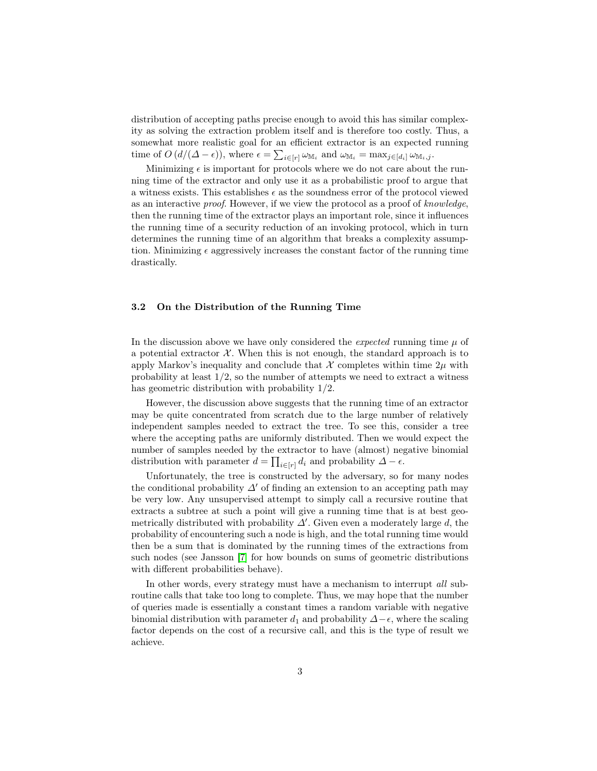distribution of accepting paths precise enough to avoid this has similar complexity as solving the extraction problem itself and is therefore too costly. Thus, a somewhat more realistic goal for an efficient extractor is an expected running time of $O\left(d/(\Delta - \epsilon)\right)$, where $\epsilon = \sum_{i\in[r]} \omega_{\mathbb{M}_i}$ and $\omega_{\mathbb{M}_i} = \max_{j\in[d_i]} \omega_{\mathbb{M}_i,j}$.

Minimizing $\epsilon$ is important for protocols where we do not care about the running time of the extractor and only use it as a probabilistic proof to argue that a witness exists. This establishes $\epsilon$ as the soundness error of the protocol viewed as an interactive *proof*. However, if we view the protocol as a proof of *knowledge*, then the running time of the extractor plays an important role, since it influences the running time of a security reduction of an invoking protocol, which in turn determines the running time of an algorithm that breaks a complexity assumption. Minimizing $\epsilon$ aggressively increases the constant factor of the running time drastically.

### 3.2 On the Distribution of the Running Time

In the discussion above we have only considered the *expected* running time $\mu$ of a potential extractor $\mathcal{X}$. When this is not enough, the standard approach is to apply Markov's inequality and conclude that $\mathcal{X}$ completes within time $2\mu$ with probability at least $1/2$, so the number of attempts we need to extract a witness has geometric distribution with probability $1/2$.

However, the discussion above suggests that the running time of an extractor may be quite concentrated from scratch due to the large number of relatively independent samples needed to extract the tree. To see this, consider a tree where the accepting paths are uniformly distributed. Then we would expect the number of samples needed by the extractor to have (almost) negative binomial distribution with parameter $d = \prod_{i\in[r]} d_i$ and probability $\Delta - \epsilon$.

Unfortunately, the tree is constructed by the adversary, so for many nodes the conditional probability $\Delta'$ of finding an extension to an accepting path may be very low. Any unsupervised attempt to simply call a recursive routine that extracts a subtree at such a point will give a running time that is at best geometrically distributed with probability $\Delta'$. Given even a moderately large $d$, the probability of encountering such a node is high, and the total running time would then be a sum that is dominated by the running times of the extractions from such nodes (see Jansson [7] for how bounds on sums of geometric distributions with different probabilities behave).

In other words, every strategy must have a mechanism to interrupt *all* subroutine calls that take too long to complete. Thus, we may hope that the number of queries made is essentially a constant times a random variable with negative binomial distribution with parameter $d_1$ and probability $\Delta - \epsilon$, where the scaling factor depends on the cost of a recursive call, and this is the type of result we achieve.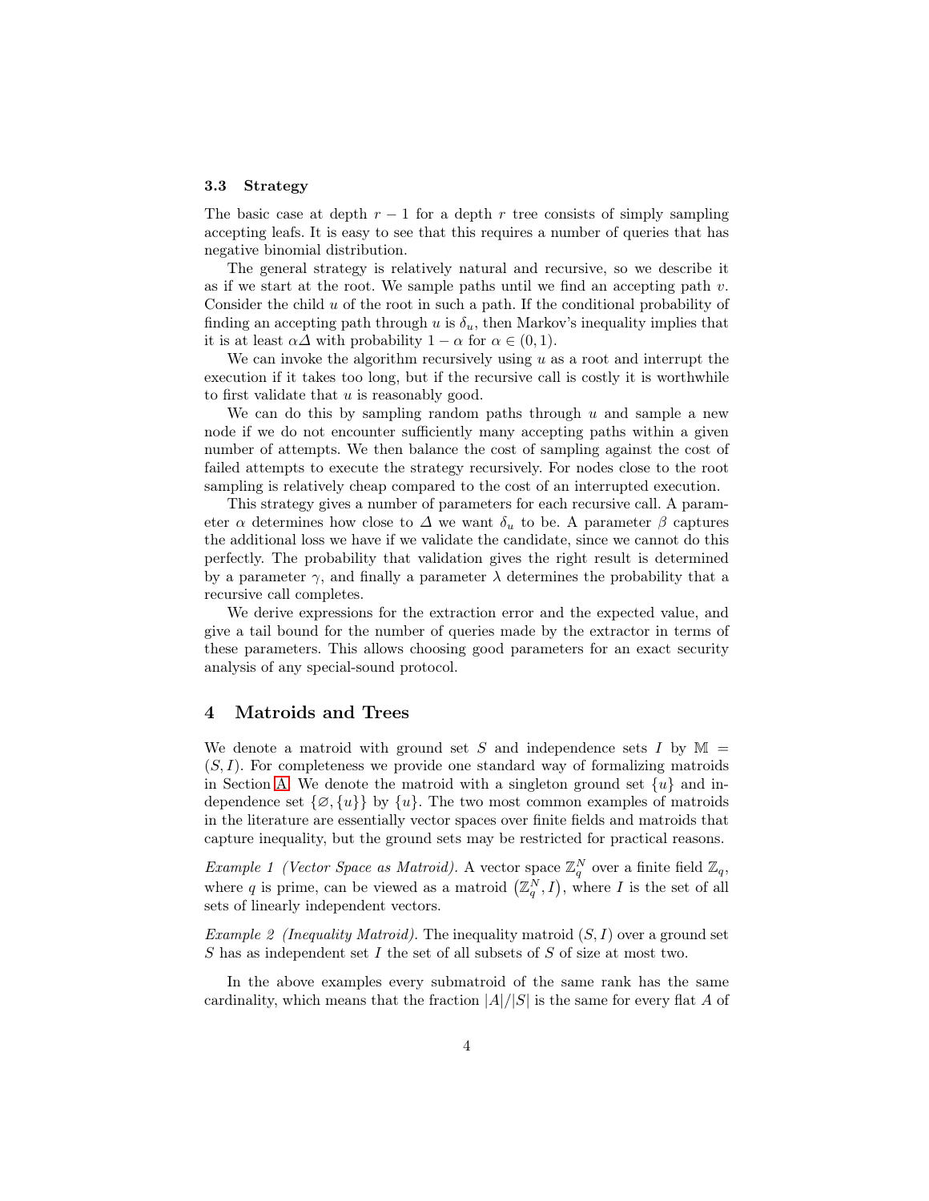### 3.3 Strategy

The basic case at depth $r-1$ for a depth $r$ tree consists of simply sampling accepting leafs. It is easy to see that this requires a number of queries that has negative binomial distribution.

The general strategy is relatively natural and recursive, so we describe it as if we start at the root. We sample paths until we find an accepting path $v$. Consider the child $u$ of the root in such a path. If the conditional probability of finding an accepting path through $u$ is $\delta_u$, then Markov's inequality implies that it is at least $\alpha\Delta$ with probability $1-\alpha$ for $\alpha \in (0,1)$.

We can invoke the algorithm recursively using $u$ as a root and interrupt the execution if it takes too long, but if the recursive call is costly it is worthwhile to first validate that $u$ is reasonably good.

We can do this by sampling random paths through $u$ and sample a new node if we do not encounter sufficiently many accepting paths within a given number of attempts. We then balance the cost of sampling against the cost of failed attempts to execute the strategy recursively. For nodes close to the root sampling is relatively cheap compared to the cost of an interrupted execution.

This strategy gives a number of parameters for each recursive call. A parameter $\alpha$ determines how close to $\Delta$ we want $\delta_u$ to be. A parameter $\beta$ captures the additional loss we have if we validate the candidate, since we cannot do this perfectly. The probability that validation gives the right result is determined by a parameter $\gamma$, and finally a parameter $\lambda$ determines the probability that a recursive call completes.

We derive expressions for the extraction error and the expected value, and give a tail bound for the number of queries made by the extractor in terms of these parameters. This allows choosing good parameters for an exact security analysis of any special-sound protocol.

## 4 Matroids and Trees

We denote a matroid with ground set $S$ and independence sets $I$ by $\mathbb{M} = (S, I)$. For completeness we provide one standard way of formalizing matroids in Section A. We denote the matroid with a singleton ground set $\{u\}$ and independence set $\{\varnothing, \{u\}\}$ by $\{u\}$. The two most common examples of matroids in the literature are essentially vector spaces over finite fields and matroids that capture inequality, but the ground sets may be restricted for practical reasons.

*Example 1 (Vector Space as Matroid).* A vector space $\mathbb{Z}_q^N$ over a finite field $\mathbb{Z}_q$, where $q$ is prime, can be viewed as a matroid $\left(\mathbb{Z}_q^N, I\right)$, where $I$ is the set of all sets of linearly independent vectors.

*Example 2 (Inequality Matroid).* The inequality matroid $(S, I)$ over a ground set $S$ has as independent set $I$ the set of all subsets of $S$ of size at most two.

In the above examples every submatroid of the same rank has the same cardinality, which means that the fraction $|A|/|S|$ is the same for every flat $A$ of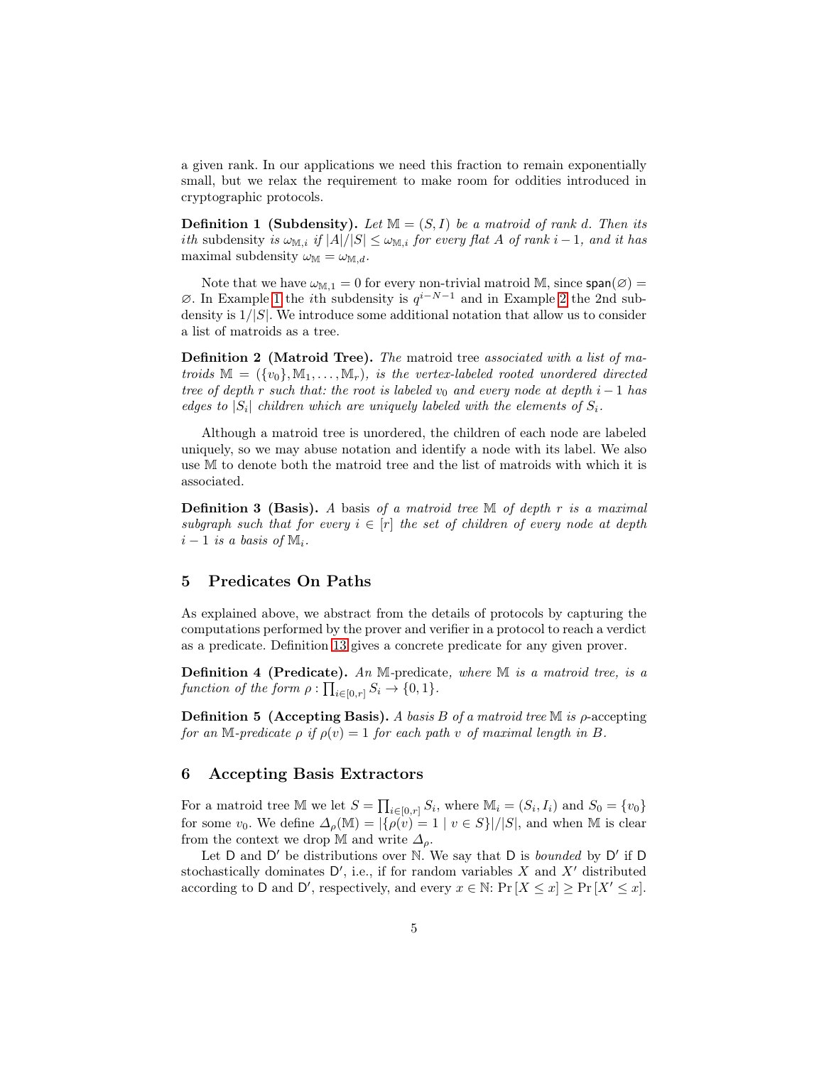a given rank. In our applications we need this fraction to remain exponentially small, but we relax the requirement to make room for oddities introduced in cryptographic protocols.

**Definition 1 (Subdensity).** *Let $\mathbb{M} = (S, I)$ be a matroid of rank $d$. Then its* $i$th subdensity *is $\omega_{\mathbb{M},i}$ if $|A|/|S| \leq \omega_{\mathbb{M},i}$ for every flat $A$ of rank $i-1$, and it has* maximal subdensity *$\omega_{\mathbb{M}} = \omega_{\mathbb{M},d}$.*

Note that we have $\omega_{\mathbb{M},1} = 0$ for every non-trivial matroid $\mathbb{M}$, since $\mathsf{span}(\varnothing) = \varnothing$. In Example 1 the $i$th subdensity is $q^{i-N-1}$ and in Example 2 the 2nd subdensity is $1/|S|$. We introduce some additional notation that allow us to consider a list of matroids as a tree.

**Definition 2 (Matroid Tree).** *The* matroid tree *associated with a list of matroids $\mathbb{M} = (\{v_0\}, \mathbb{M}_1, \ldots, \mathbb{M}_r)$, is the vertex-labeled rooted unordered directed tree of depth $r$ such that: the root is labeled $v_0$ and every node at depth $i-1$ has edges to $|S_i|$ children which are uniquely labeled with the elements of $S_i$.*

Although a matroid tree is unordered, the children of each node are labeled uniquely, so we may abuse notation and identify a node with its label. We also use $\mathbb{M}$ to denote both the matroid tree and the list of matroids with which it is associated.

**Definition 3 (Basis).** *A* basis *of a matroid tree $\mathbb{M}$ of depth $r$ is a maximal subgraph such that for every $i \in [r]$ the set of children of every node at depth $i-1$ is a basis of $\mathbb{M}_i$.*

## 5 Predicates On Paths

As explained above, we abstract from the details of protocols by capturing the computations performed by the prover and verifier in a protocol to reach a verdict as a predicate. Definition 13 gives a concrete predicate for any given prover.

**Definition 4 (Predicate).** *An* $\mathbb{M}$-predicate, *where $\mathbb{M}$ is a matroid tree, is a function of the form $\rho : \prod_{i \in [0,r]} S_i \to \{0, 1\}$.*

**Definition 5 (Accepting Basis).** *A basis $B$ of a matroid tree $\mathbb{M}$ is* $\rho$-accepting *for an $\mathbb{M}$-predicate $\rho$ if $\rho(v) = 1$ for each path $v$ of maximal length in $B$.*

## 6 Accepting Basis Extractors

For a matroid tree $\mathbb{M}$ we let $S = \prod_{i \in [0,r]} S_i$, where $\mathbb{M}_i = (S_i, I_i)$ and $S_0 = \{v_0\}$ for some $v_0$. We define $\Delta_\rho(\mathbb{M}) = |\{\rho(v) = 1 \mid v \in S\}|/|S|$, and when $\mathbb{M}$ is clear from the context we drop $\mathbb{M}$ and write $\Delta_\rho$.

Let $\mathsf{D}$ and $\mathsf{D}'$ be distributions over $\mathbb{N}$. We say that $\mathsf{D}$ is *bounded* by $\mathsf{D}'$ if $\mathsf{D}$ stochastically dominates $\mathsf{D}'$, i.e., if for random variables $X$ and $X'$ distributed according to $\mathsf{D}$ and $\mathsf{D}'$, respectively, and every $x \in \mathbb{N}$: $\Pr[X \leq x] \geq \Pr[X' \leq x]$.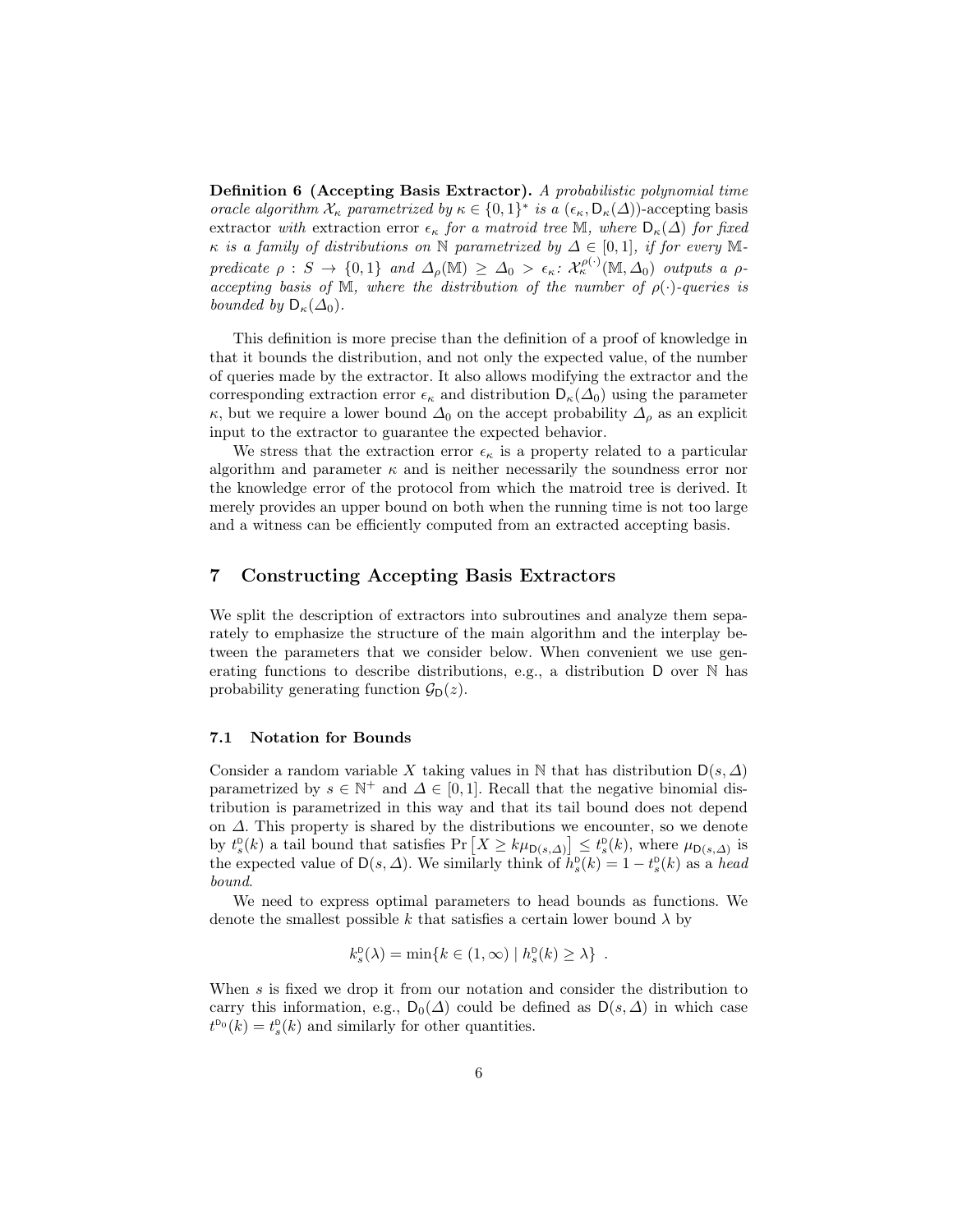**Definition 6 (Accepting Basis Extractor).** *A probabilistic polynomial time oracle algorithm $\mathcal{X}_\kappa$ parametrized by $\kappa \in \{0,1\}^*$ is a $(\epsilon_\kappa, \mathsf{D}_\kappa(\Delta))$-accepting* basis extractor *with* extraction error $\epsilon_\kappa$ *for a matroid tree $\mathbb{M}$, where $\mathsf{D}_\kappa(\Delta)$ for fixed $\kappa$ is a family of distributions on $\mathbb{N}$ parametrized by $\Delta \in [0,1]$, if for every $\mathbb{M}$-predicate $\rho : S \to \{0,1\}$ and $\Delta_\rho(\mathbb{M}) \geq \Delta_0 > \epsilon_\kappa$: $\mathcal{X}_\kappa^{\rho(\cdot)}(\mathbb{M}, \Delta_0)$ outputs a $\rho$-accepting basis of $\mathbb{M}$, where the distribution of the number of $\rho(\cdot)$-queries is bounded by $\mathsf{D}_\kappa(\Delta_0)$.*

This definition is more precise than the definition of a proof of knowledge in that it bounds the distribution, and not only the expected value, of the number of queries made by the extractor. It also allows modifying the extractor and the corresponding extraction error $\epsilon_\kappa$ and distribution $\mathsf{D}_\kappa(\Delta_0)$ using the parameter $\kappa$, but we require a lower bound $\Delta_0$ on the accept probability $\Delta_\rho$ as an explicit input to the extractor to guarantee the expected behavior.

We stress that the extraction error $\epsilon_\kappa$ is a property related to a particular algorithm and parameter $\kappa$ and is neither necessarily the soundness error nor the knowledge error of the protocol from which the matroid tree is derived. It merely provides an upper bound on both when the running time is not too large and a witness can be efficiently computed from an extracted accepting basis.

## 7 Constructing Accepting Basis Extractors

We split the description of extractors into subroutines and analyze them separately to emphasize the structure of the main algorithm and the interplay between the parameters that we consider below. When convenient we use generating functions to describe distributions, e.g., a distribution $\mathsf{D}$ over $\mathbb{N}$ has probability generating function $\mathcal{G}_{\mathsf{D}}(z)$.

### 7.1 Notation for Bounds

Consider a random variable $X$ taking values in $\mathbb{N}$ that has distribution $\mathsf{D}(s, \Delta)$ parametrized by $s \in \mathbb{N}^+$ and $\Delta \in [0,1]$. Recall that the negative binomial distribution is parametrized in this way and that its tail bound does not depend on $\Delta$. This property is shared by the distributions we encounter, so we denote by $t_s^{\mathsf{D}}(k)$ a tail bound that satisfies $\Pr\left[X \geq k\mu_{\mathsf{D}(s,\Delta)}\right] \leq t_s^{\mathsf{D}}(k)$, where $\mu_{\mathsf{D}(s,\Delta)}$ is the expected value of $\mathsf{D}(s, \Delta)$. We similarly think of $h_s^{\mathsf{D}}(k) = 1 - t_s^{\mathsf{D}}(k)$ as a *head bound*.

We need to express optimal parameters to head bounds as functions. We denote the smallest possible $k$ that satisfies a certain lower bound $\lambda$ by

$$k_s^{\mathsf{D}}(\lambda) = \min\{k \in (1, \infty) \mid h_s^{\mathsf{D}}(k) \geq \lambda\} \ .$$

When $s$ is fixed we drop it from our notation and consider the distribution to carry this information, e.g., $\mathsf{D}_0(\Delta)$ could be defined as $\mathsf{D}(s, \Delta)$ in which case $t^{\mathsf{D}_0}(k) = t_s^{\mathsf{D}}(k)$ and similarly for other quantities.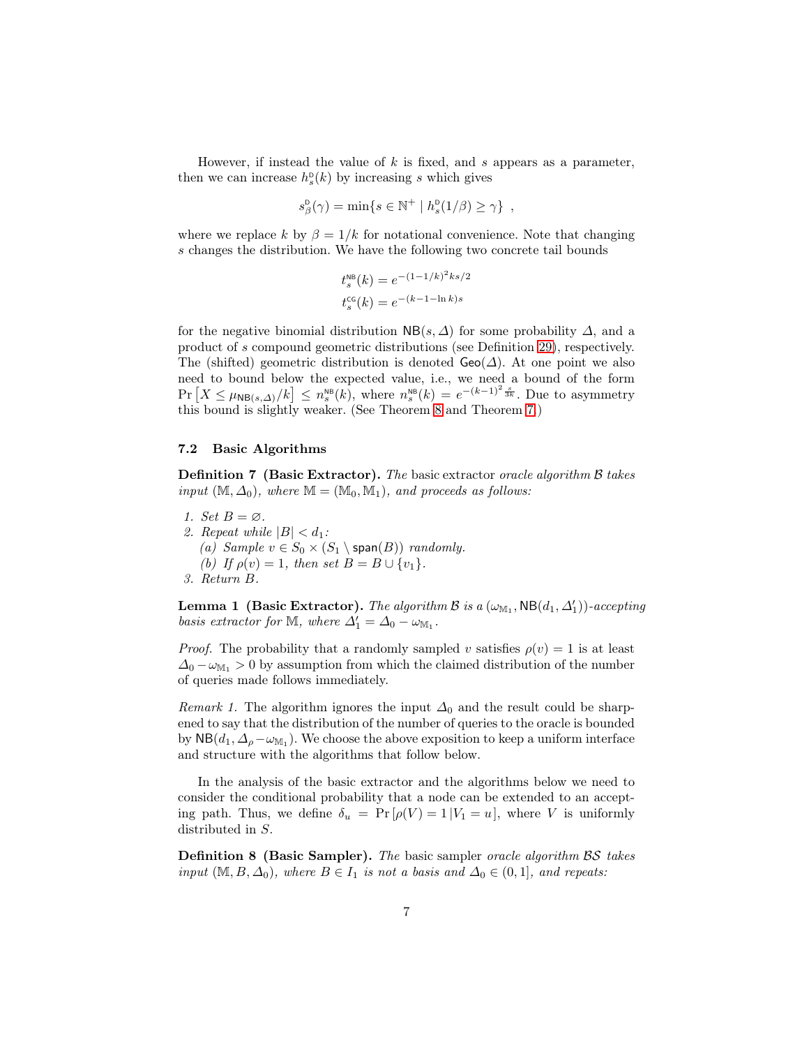However, if instead the value of $k$ is fixed, and $s$ appears as a parameter, then we can increase $h_s^{\mathsf{D}}(k)$ by increasing $s$ which gives

$$s_\beta^{\mathsf{D}}(\gamma) = \min\{s \in \mathbb{N}^+ \mid h_s^{\mathsf{D}}(1/\beta) \geq \gamma\} \ ,$$

where we replace $k$ by $\beta = 1/k$ for notational convenience. Note that changing $s$ changes the distribution. We have the following two concrete tail bounds

$$t_s^{\mathsf{NB}}(k) = e^{-(1-1/k)^2 ks/2}$$
$$t_s^{\mathsf{CG}}(k) = e^{-(k-1-\ln k)s}$$

for the negative binomial distribution $\mathsf{NB}(s, \Delta)$ for some probability $\Delta$, and a product of $s$ compound geometric distributions (see Definition 29), respectively. The (shifted) geometric distribution is denoted $\mathsf{Geo}(\Delta)$. At one point we also need to bound below the expected value, i.e., we need a bound of the form $\Pr\left[X \leq \mu_{\mathsf{NB}(s,\Delta)}/k\right] \leq n_s^{\mathsf{NB}}(k)$, where $n_s^{\mathsf{NB}}(k) = e^{-(k-1)^2 \frac{s}{3k}}$. Due to asymmetry this bound is slightly weaker. (See Theorem 8 and Theorem 7.)

### 7.2 Basic Algorithms

**Definition 7 (Basic Extractor).** *The* basic extractor *oracle algorithm $\mathcal{B}$ takes input $(\mathbb{M}, \Delta_0)$, where $\mathbb{M} = (\mathbb{M}_0, \mathbb{M}_1)$, and proceeds as follows:*

1. *Set $B = \varnothing$.*
2. *Repeat while $|B| < d_1$:*
   (a) *Sample $v \in S_0 \times (S_1 \setminus \mathsf{span}(B))$ randomly.*
   (b) *If $\rho(v) = 1$, then set $B = B \cup \{v_1\}$.*
3. *Return $B$.*

**Lemma 1 (Basic Extractor).** *The algorithm $\mathcal{B}$ is a $(\omega_{\mathbb{M}_1}, \mathsf{NB}(d_1, \Delta_1'))$-accepting basis extractor for $\mathbb{M}$, where $\Delta_1' = \Delta_0 - \omega_{\mathbb{M}_1}$.*

*Proof.* The probability that a randomly sampled $v$ satisfies $\rho(v) = 1$ is at least $\Delta_0 - \omega_{\mathbb{M}_1} > 0$ by assumption from which the claimed distribution of the number of queries made follows immediately.

*Remark 1.* The algorithm ignores the input $\Delta_0$ and the result could be sharpened to say that the distribution of the number of queries to the oracle is bounded by $\mathsf{NB}(d_1, \Delta_\rho - \omega_{\mathbb{M}_1})$. We choose the above exposition to keep a uniform interface and structure with the algorithms that follow below.

In the analysis of the basic extractor and the algorithms below we need to consider the conditional probability that a node can be extended to an accepting path. Thus, we define $\delta_u = \Pr\left[\rho(V) = 1 \,|\, V_1 = u\right]$, where $V$ is uniformly distributed in $S$.

**Definition 8 (Basic Sampler).** *The* basic sampler *oracle algorithm $\mathcal{BS}$ takes input $(\mathbb{M}, B, \Delta_0)$, where $B \in I_1$ is not a basis and $\Delta_0 \in (0, 1]$, and repeats:*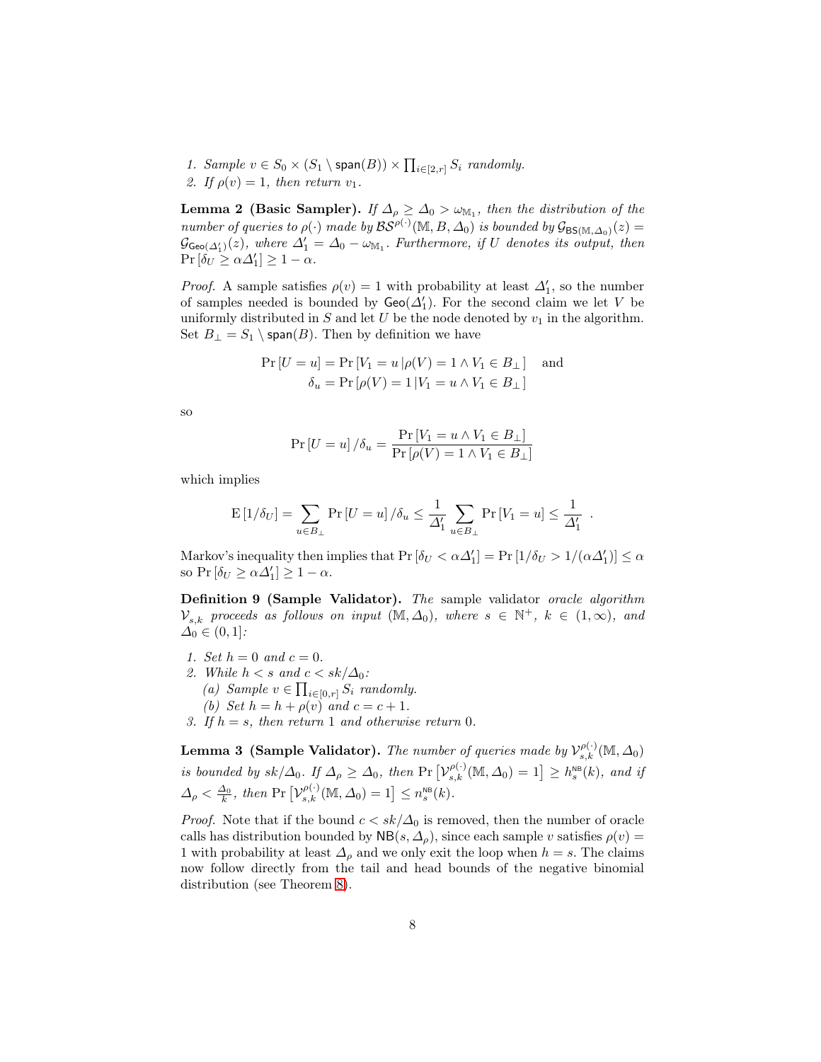1. *Sample* $v \in S_0 \times (S_1 \setminus \mathsf{span}(B)) \times \prod_{i\in[2,r]} S_i$ *randomly.*
2. *If* $\rho(v) = 1$*, then return* $v_1$.

**Lemma 2 (Basic Sampler).** *If* $\Delta_\rho \geq \Delta_0 > \omega_{\mathbb{M}_1}$*, then the distribution of the number of queries to* $\rho(\cdot)$ *made by* $\mathcal{BS}^{\rho(\cdot)}(\mathbb{M}, B, \Delta_0)$ *is bounded by* $\mathcal{G}_{\mathsf{BS}(\mathbb{M},\Delta_0)}(z) = \mathcal{G}_{\mathsf{Geo}(\Delta_1')}(z)$*, where* $\Delta_1' = \Delta_0 - \omega_{\mathbb{M}_1}$*. Furthermore, if* $U$ *denotes its output, then* $\Pr[\delta_U \geq \alpha\Delta_1'] \geq 1 - \alpha$.

*Proof.* A sample satisfies $\rho(v) = 1$ with probability at least $\Delta_1'$, so the number of samples needed is bounded by $\mathsf{Geo}(\Delta_1')$. For the second claim we let $V$ be uniformly distributed in $S$ and let $U$ be the node denoted by $v_1$ in the algorithm. Set $B_\perp = S_1 \setminus \mathsf{span}(B)$. Then by definition we have

$$\Pr[U = u] = \Pr[V_1 = u \,|\, \rho(V) = 1 \wedge V_1 \in B_\perp] \quad \text{and}$$
$$\delta_u = \Pr[\rho(V) = 1 \,|\, V_1 = u \wedge V_1 \in B_\perp]$$

so

$$\Pr[U = u]/\delta_u = \frac{\Pr[V_1 = u \wedge V_1 \in B_\perp]}{\Pr[\rho(V) = 1 \wedge V_1 \in B_\perp]}$$

which implies

$$\mathrm{E}[1/\delta_U] = \sum_{u\in B_\perp} \Pr[U = u]/\delta_u \leq \frac{1}{\Delta_1'} \sum_{u\in B_\perp} \Pr[V_1 = u] \leq \frac{1}{\Delta_1'} \ .$$

Markov's inequality then implies that $\Pr[\delta_U < \alpha\Delta_1'] = \Pr[1/\delta_U > 1/(\alpha\Delta_1')] \leq \alpha$ so $\Pr[\delta_U \geq \alpha\Delta_1'] \geq 1 - \alpha$.

**Definition 9 (Sample Validator).** *The* sample validator *oracle algorithm* $\mathcal{V}_{s,k}$ *proceeds as follows on input* $(\mathbb{M}, \Delta_0)$*, where* $s \in \mathbb{N}^+$*,* $k \in (1, \infty)$*, and* $\Delta_0 \in (0, 1]$*:*

1. *Set* $h = 0$ *and* $c = 0$.
2. *While* $h < s$ *and* $c < sk/\Delta_0$*:*
   - (a) *Sample* $v \in \prod_{i\in[0,r]} S_i$ *randomly.*
   - (b) *Set* $h = h + \rho(v)$ *and* $c = c + 1$.
3. *If* $h = s$*, then return* 1 *and otherwise return* 0.

**Lemma 3 (Sample Validator).** *The number of queries made by* $\mathcal{V}_{s,k}^{\rho(\cdot)}(\mathbb{M}, \Delta_0)$ *is bounded by* $sk/\Delta_0$*. If* $\Delta_\rho \geq \Delta_0$*, then* $\Pr\left[\mathcal{V}_{s,k}^{\rho(\cdot)}(\mathbb{M}, \Delta_0) = 1\right] \geq h_s^{\mathsf{NB}}(k)$*, and if* $\Delta_\rho < \frac{\Delta_0}{k}$*, then* $\Pr\left[\mathcal{V}_{s,k}^{\rho(\cdot)}(\mathbb{M}, \Delta_0) = 1\right] \leq n_s^{\mathsf{NB}}(k)$.

*Proof.* Note that if the bound $c < sk/\Delta_0$ is removed, then the number of oracle calls has distribution bounded by $\mathsf{NB}(s, \Delta_\rho)$, since each sample $v$ satisfies $\rho(v) = 1$ with probability at least $\Delta_\rho$ and we only exit the loop when $h = s$. The claims now follow directly from the tail and head bounds of the negative binomial distribution (see Theorem 8).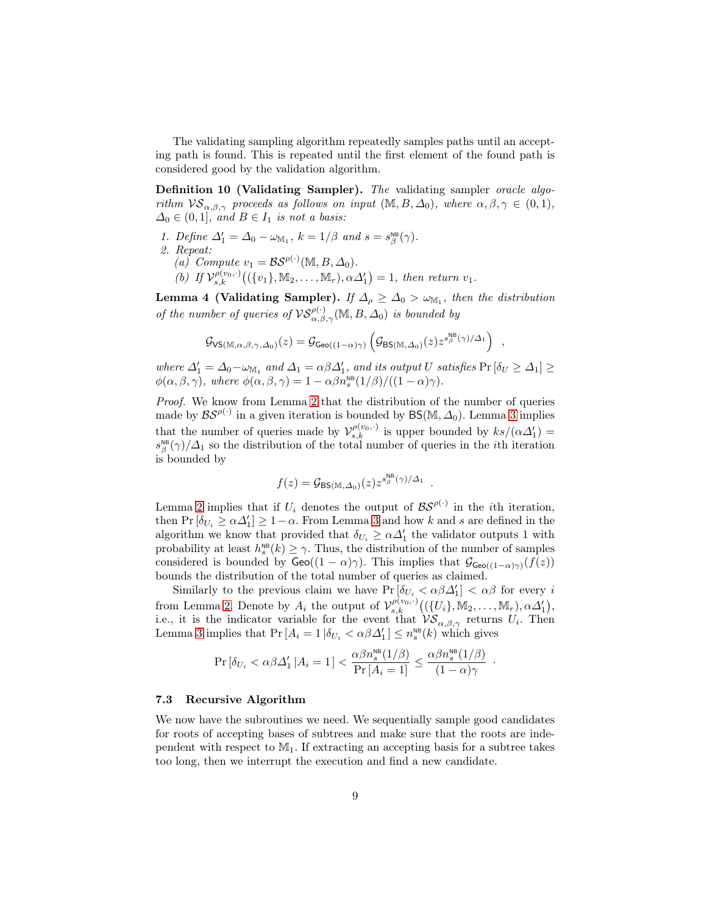The validating sampling algorithm repeatedly samples paths until an accepting path is found. This is repeated until the first element of the found path is considered good by the validation algorithm.

**Definition 10 (Validating Sampler).** *The* validating sampler *oracle algorithm* $\mathcal{VS}_{\alpha,\beta,\gamma}$ *proceeds as follows on input* $(\mathbb{M}, B, \Delta_0)$*, where* $\alpha, \beta, \gamma \in (0,1)$*,* $\Delta_0 \in (0,1]$*, and* $B \in I_1$ *is not a basis:*

1. *Define* $\Delta_1' = \Delta_0 - \omega_{\mathbb{M}_1}$*,* $k = 1/\beta$ *and* $s = s_\beta^{\mathsf{NB}}(\gamma)$*.*
2. *Repeat:*
   (a) *Compute* $v_1 = \mathcal{BS}^{\rho(\cdot)}(\mathbb{M}, B, \Delta_0)$*.*
   (b) *If* $\mathcal{V}_{s,k}^{\rho(v_0,\cdot)}\big((\{v_1\}, \mathbb{M}_2, \ldots, \mathbb{M}_r), \alpha\Delta_1'\big) = 1$*, then return* $v_1$*.*

**Lemma 4 (Validating Sampler).** *If* $\Delta_\rho \geq \Delta_0 > \omega_{\mathbb{M}_1}$*, then the distribution of the number of queries of* $\mathcal{VS}_{\alpha,\beta,\gamma}^{\rho(\cdot)}(\mathbb{M}, B, \Delta_0)$ *is bounded by*

$$\mathcal{G}_{\mathsf{VS}(\mathbb{M},\alpha,\beta,\gamma,\Delta_0)}(z) = \mathcal{G}_{\mathsf{Geo}((1-\alpha)\gamma)}\left(\mathcal{G}_{\mathsf{BS}(\mathbb{M},\Delta_0)}(z) z^{s_\beta^{\mathsf{NB}}(\gamma)/\Delta_1}\right) ,$$

*where* $\Delta_1' = \Delta_0 - \omega_{\mathbb{M}_1}$ *and* $\Delta_1 = \alpha\beta\Delta_1'$*, and its output* $U$ *satisfies* $\Pr[\delta_U \geq \Delta_1] \geq \phi(\alpha, \beta, \gamma)$*, where* $\phi(\alpha, \beta, \gamma) = 1 - \alpha\beta n_s^{\mathsf{NB}}(1/\beta)/((1-\alpha)\gamma)$*.*

*Proof.* We know from Lemma 2 that the distribution of the number of queries made by $\mathcal{BS}^{\rho(\cdot)}$ in a given iteration is bounded by $\mathsf{BS}(\mathbb{M}, \Delta_0)$. Lemma 3 implies that the number of queries made by $\mathcal{V}_{s,k}^{\rho(v_0,\cdot)}$ is upper bounded by $ks/(\alpha\Delta_1') = s_\beta^{\mathsf{NB}}(\gamma)/\Delta_1$ so the distribution of the total number of queries in the $i$th iteration is bounded by

$$f(z) = \mathcal{G}_{\mathsf{BS}(\mathbb{M},\Delta_0)}(z) z^{s_\beta^{\mathsf{NB}}(\gamma)/\Delta_1} .$$

Lemma 2 implies that if $U_i$ denotes the output of $\mathcal{BS}^{\rho(\cdot)}$ in the $i$th iteration, then $\Pr[\delta_{U_i} \geq \alpha\Delta_1'] \geq 1 - \alpha$. From Lemma 3 and how $k$ and $s$ are defined in the algorithm we know that provided that $\delta_{U_i} \geq \alpha\Delta_1'$ the validator outputs 1 with probability at least $h_s^{\mathsf{NB}}(k) \geq \gamma$. Thus, the distribution of the number of samples considered is bounded by $\mathsf{Geo}((1-\alpha)\gamma)$. This implies that $\mathcal{G}_{\mathsf{Geo}((1-\alpha)\gamma)}(f(z))$ bounds the distribution of the total number of queries as claimed.

Similarly to the previous claim we have $\Pr[\delta_{U_i} < \alpha\beta\Delta_1'] < \alpha\beta$ for every $i$ from Lemma 2. Denote by $A_i$ the output of $\mathcal{V}_{s,k}^{\rho(v_0,\cdot)}\big((\{U_i\}, \mathbb{M}_2, \ldots, \mathbb{M}_r), \alpha\Delta_1'\big)$, i.e., it is the indicator variable for the event that $\mathcal{VS}_{\alpha,\beta,\gamma}$ returns $U_i$. Then Lemma 3 implies that $\Pr[A_i = 1 \,|\, \delta_{U_i} < \alpha\beta\Delta_1'] \leq n_s^{\mathsf{NB}}(k)$ which gives

$$\Pr[\delta_{U_i} < \alpha\beta\Delta_1' \,|\, A_i = 1] < \frac{\alpha\beta n_s^{\mathsf{NB}}(1/\beta)}{\Pr[A_i = 1]} \leq \frac{\alpha\beta n_s^{\mathsf{NB}}(1/\beta)}{(1-\alpha)\gamma} .$$

### 7.3 Recursive Algorithm

We now have the subroutines we need. We sequentially sample good candidates for roots of accepting bases of subtrees and make sure that the roots are independent with respect to $\mathbb{M}_1$. If extracting an accepting basis for a subtree takes too long, then we interrupt the execution and find a new candidate.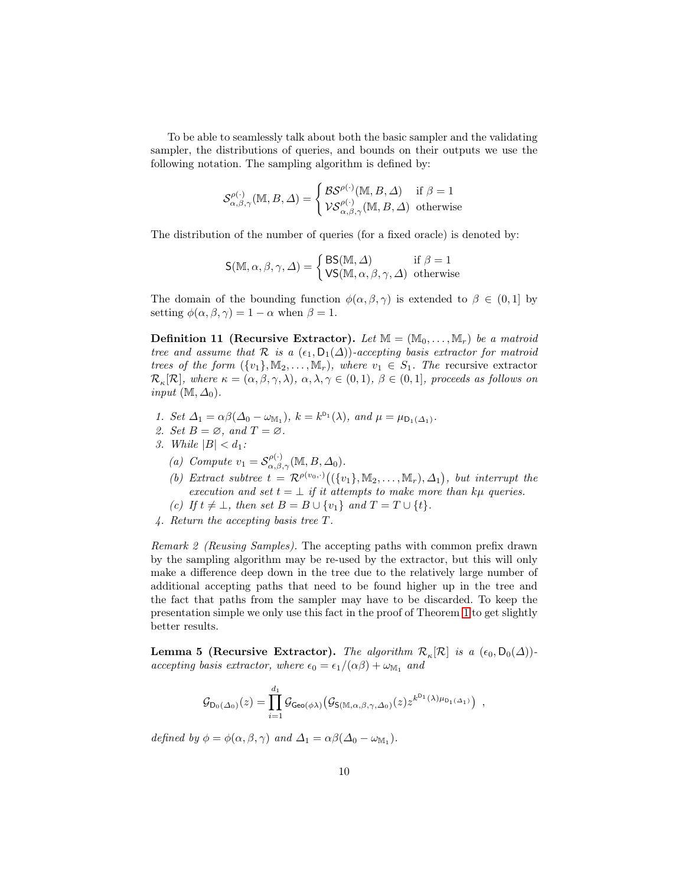To be able to seamlessly talk about both the basic sampler and the validating sampler, the distributions of queries, and bounds on their outputs we use the following notation. The sampling algorithm is defined by:

$$\mathcal{S}^{\rho(\cdot)}_{\alpha,\beta,\gamma}(\mathbb{M}, B, \Delta) = \begin{cases} \mathcal{BS}^{\rho(\cdot)}(\mathbb{M}, B, \Delta) & \text{if } \beta = 1 \\ \mathcal{VS}^{\rho(\cdot)}_{\alpha,\beta,\gamma}(\mathbb{M}, B, \Delta) & \text{otherwise} \end{cases}$$

The distribution of the number of queries (for a fixed oracle) is denoted by:

$$\mathsf{S}(\mathbb{M}, \alpha, \beta, \gamma, \Delta) = \begin{cases} \mathsf{BS}(\mathbb{M}, \Delta) & \text{if } \beta = 1 \\ \mathsf{VS}(\mathbb{M}, \alpha, \beta, \gamma, \Delta) & \text{otherwise} \end{cases}$$

The domain of the bounding function $\phi(\alpha, \beta, \gamma)$ is extended to $\beta \in (0, 1]$ by setting $\phi(\alpha, \beta, \gamma) = 1 - \alpha$ when $\beta = 1$.

**Definition 11 (Recursive Extractor).** *Let $\mathbb{M} = (\mathbb{M}_0, \ldots, \mathbb{M}_r)$ be a matroid tree and assume that $\mathcal{R}$ is a $(\epsilon_1, \mathsf{D}_1(\Delta))$-accepting basis extractor for matroid trees of the form $(\{v_1\}, \mathbb{M}_2, \ldots, \mathbb{M}_r)$, where $v_1 \in S_1$. The* recursive extractor *$\mathcal{R}_\kappa[\mathcal{R}]$, where $\kappa = (\alpha, \beta, \gamma, \lambda)$, $\alpha, \lambda, \gamma \in (0, 1)$, $\beta \in (0, 1]$, proceeds as follows on input $(\mathbb{M}, \Delta_0)$.*

1. *Set $\Delta_1 = \alpha\beta(\Delta_0 - \omega_{\mathbb{M}_1})$, $k = k^{\mathsf{D}_1}(\lambda)$, and $\mu = \mu_{\mathsf{D}_1(\Delta_1)}$.*
2. *Set $B = \varnothing$, and $T = \varnothing$.*
3. *While $|B| < d_1$:*
   - (a) *Compute $v_1 = \mathcal{S}^{\rho(\cdot)}_{\alpha,\beta,\gamma}(\mathbb{M}, B, \Delta_0)$.*
   - (b) *Extract subtree $t = \mathcal{R}^{\rho(v_0,\cdot)}\big((\{v_1\}, \mathbb{M}_2, \ldots, \mathbb{M}_r), \Delta_1\big)$, but interrupt the execution and set $t = \bot$ if it attempts to make more than $k\mu$ queries.*
   - (c) *If $t \neq \bot$, then set $B = B \cup \{v_1\}$ and $T = T \cup \{t\}$.*
4. *Return the accepting basis tree $T$.*

*Remark 2 (Reusing Samples).* The accepting paths with common prefix drawn by the sampling algorithm may be re-used by the extractor, but this will only make a difference deep down in the tree due to the relatively large number of additional accepting paths that need to be found higher up in the tree and the fact that paths from the sampler may have to be discarded. To keep the presentation simple we only use this fact in the proof of Theorem 1 to get slightly better results.

**Lemma 5 (Recursive Extractor).** *The algorithm $\mathcal{R}_\kappa[\mathcal{R}]$ is a $(\epsilon_0, \mathsf{D}_0(\Delta))$-accepting basis extractor, where $\epsilon_0 = \epsilon_1/(\alpha\beta) + \omega_{\mathbb{M}_1}$ and*

$$\mathcal{G}_{\mathsf{D}_0(\Delta_0)}(z) = \prod_{i=1}^{d_1} \mathcal{G}_{\mathsf{Geo}(\phi\lambda)}\big(\mathcal{G}_{\mathsf{S}(\mathbb{M},\alpha,\beta,\gamma,\Delta_0)}(z) z^{k^{\mathsf{D}_1}(\lambda)\mu_{\mathsf{D}_1(\Delta_1)}}\big) \enspace ,$$

*defined by $\phi = \phi(\alpha, \beta, \gamma)$ and $\Delta_1 = \alpha\beta(\Delta_0 - \omega_{\mathbb{M}_1})$.*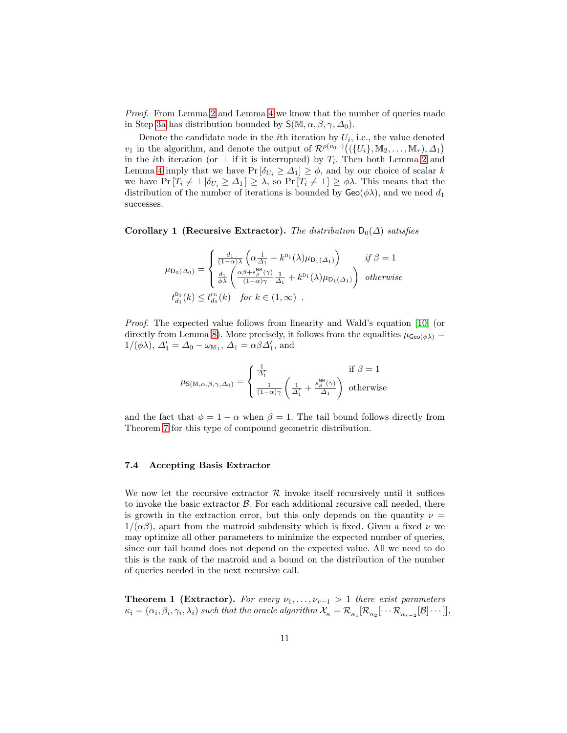*Proof.* From Lemma 2 and Lemma 4 we know that the number of queries made in Step 3a has distribution bounded by $\mathsf{S}(\mathbb{M}, \alpha, \beta, \gamma, \varDelta_0)$.

Denote the candidate node in the $i$th iteration by $U_i$, i.e., the value denoted $v_1$ in the algorithm, and denote the output of $\mathcal{R}^{\rho(v_0,\cdot)}\big((\{U_i\}, \mathbb{M}_2, \ldots, \mathbb{M}_r), \varDelta_1\big)$ in the $i$th iteration (or $\perp$ if it is interrupted) by $T_i$. Then both Lemma 2 and Lemma 4 imply that we have $\Pr[\delta_{U_i} \geq \varDelta_1] \geq \phi$, and by our choice of scalar $k$ we have $\Pr[T_i \neq \perp | \delta_{U_i} \geq \varDelta_1] \geq \lambda$, so $\Pr[T_i \neq \perp] \geq \phi\lambda$. This means that the distribution of the number of iterations is bounded by $\mathsf{Geo}(\phi\lambda)$, and we need $d_1$ successes.

**Corollary 1 (Recursive Extractor).** *The distribution $\mathsf{D}_0(\varDelta)$ satisfies*

$$\mu_{\mathsf{D}_0(\varDelta_0)} = \begin{cases} \frac{d_1}{(1-\alpha)\lambda}\left(\alpha\frac{1}{\varDelta_1} + k^{\mathsf{D}_1}(\lambda)\mu_{\mathsf{D}_1(\varDelta_1)}\right) & \text{if } \beta = 1 \\ \frac{d_1}{\phi\lambda}\left(\frac{\alpha\beta + s_\beta^{\mathsf{NB}}(\gamma)}{(1-\alpha)\gamma}\frac{1}{\varDelta_1} + k^{\mathsf{D}_1}(\lambda)\mu_{\mathsf{D}_1(\varDelta_1)}\right) & \text{otherwise} \end{cases}$$

$$t_{d_1}^{\mathsf{D}_0}(k) \leq t_{d_1}^{\mathsf{CG}}(k) \quad \text{for } k \in (1, \infty) \ .$$

*Proof.* The expected value follows from linearity and Wald's equation [10] (or directly from Lemma 8). More precisely, it follows from the equalities $\mu_{\mathsf{Geo}(\phi\lambda)} = 1/(\phi\lambda)$, $\varDelta_1' = \varDelta_0 - \omega_{\mathbb{M}_1}$, $\varDelta_1 = \alpha\beta\varDelta_1'$, and

$$\mu_{\mathsf{S}(\mathbb{M},\alpha,\beta,\gamma,\varDelta_0)} = \begin{cases} \frac{1}{\varDelta_1'} & \text{if } \beta = 1 \\ \frac{1}{(1-\alpha)\gamma}\left(\frac{1}{\varDelta_1'} + \frac{s_\beta^{\mathsf{NB}}(\gamma)}{\varDelta_1}\right) & \text{otherwise} \end{cases}$$

and the fact that $\phi = 1 - \alpha$ when $\beta = 1$. The tail bound follows directly from Theorem 7 for this type of compound geometric distribution.

### 7.4 Accepting Basis Extractor

We now let the recursive extractor $\mathcal{R}$ invoke itself recursively until it suffices to invoke the basic extractor $\mathcal{B}$. For each additional recursive call needed, there is growth in the extraction error, but this only depends on the quantity $\nu = 1/(\alpha\beta)$, apart from the matroid subdensity which is fixed. Given a fixed $\nu$ we may optimize all other parameters to minimize the expected number of queries, since our tail bound does not depend on the expected value. All we need to do this is the rank of the matroid and a bound on the distribution of the number of queries needed in the next recursive call.

**Theorem 1 (Extractor).** *For every $\nu_1, \ldots, \nu_{r-1} > 1$ there exist parameters $\kappa_i = (\alpha_i, \beta_i, \gamma_i, \lambda_i)$ such that the oracle algorithm $\mathcal{X}_\kappa = \mathcal{R}_{\kappa_1}[\mathcal{R}_{\kappa_2}[\cdots\mathcal{R}_{\kappa_{r-2}}[\mathcal{B}]\cdots]]$,*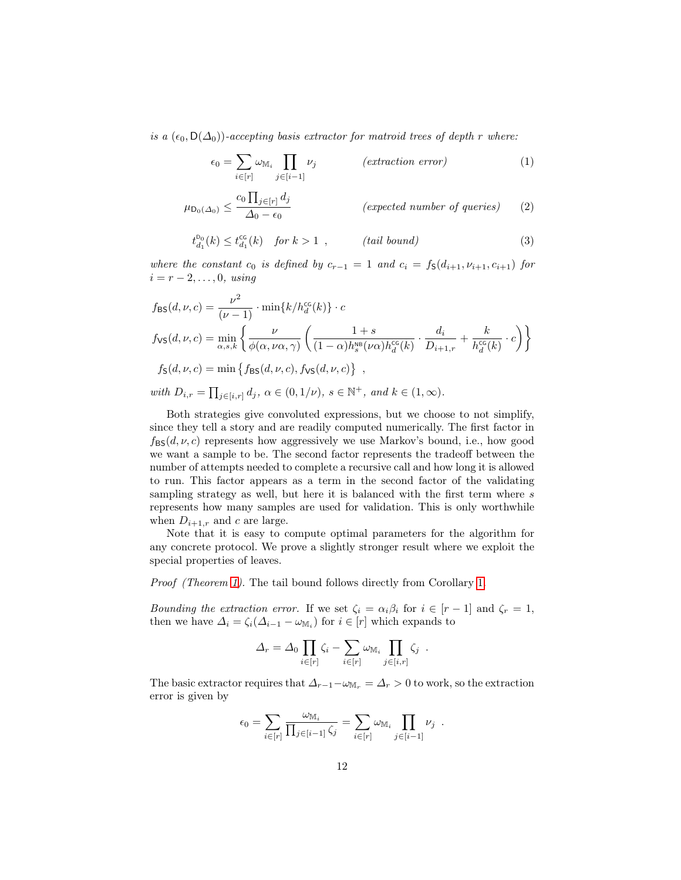*is a $(\epsilon_0, \mathsf{D}(\Delta_0))$-accepting basis extractor for matroid trees of depth $r$ where:*

$$\epsilon_0 = \sum_{i \in [r]} \omega_{\mathbb{M}_i} \prod_{j \in [i-1]} \nu_j \qquad \textit{(extraction error)} \qquad (1)$$

$$\mu_{\mathsf{D}_0(\Delta_0)} \leq \frac{c_0 \prod_{j \in [r]} d_j}{\Delta_0 - \epsilon_0} \qquad \textit{(expected number of queries)} \qquad (2)$$

$$t^{\mathsf{D}_0}_{d_1}(k) \leq t^{\mathsf{CG}}_{d_1}(k) \quad \textit{for } k > 1 \ , \qquad \textit{(tail bound)} \qquad (3)$$

*where the constant $c_0$ is defined by $c_{r-1} = 1$ and $c_i = f_{\mathsf{S}}(d_{i+1}, \nu_{i+1}, c_{i+1})$ for $i = r-2, \ldots, 0$, using*

$$f_{\mathsf{BS}}(d, \nu, c) = \frac{\nu^2}{(\nu - 1)} \cdot \min\{k / h^{\mathsf{CG}}_d(k)\} \cdot c$$

$$f_{\mathsf{VS}}(d, \nu, c) = \min_{\alpha, s, k} \left\{ \frac{\nu}{\phi(\alpha, \nu\alpha, \gamma)} \left( \frac{1+s}{(1-\alpha) h^{\mathsf{NB}}_s(\nu\alpha) h^{\mathsf{CG}}_d(k)} \cdot \frac{d_i}{D_{i+1,r}} + \frac{k}{h^{\mathsf{CG}}_d(k)} \cdot c \right) \right\}$$

$$f_{\mathsf{S}}(d, \nu, c) = \min\left\{ f_{\mathsf{BS}}(d, \nu, c), f_{\mathsf{VS}}(d, \nu, c) \right\} \ ,$$

*with $D_{i,r} = \prod_{j \in [i,r]} d_j$, $\alpha \in (0, 1/\nu)$, $s \in \mathbb{N}^+$, and $k \in (1, \infty)$.*

Both strategies give convoluted expressions, but we choose to not simplify, since they tell a story and are readily computed numerically. The first factor in $f_{\mathsf{BS}}(d, \nu, c)$ represents how aggressively we use Markov's bound, i.e., how good we want a sample to be. The second factor represents the tradeoff between the number of attempts needed to complete a recursive call and how long it is allowed to run. This factor appears as a term in the second factor of the validating sampling strategy as well, but here it is balanced with the first term where $s$ represents how many samples are used for validation. This is only worthwhile when $D_{i+1,r}$ and $c$ are large.

Note that it is easy to compute optimal parameters for the algorithm for any concrete protocol. We prove a slightly stronger result where we exploit the special properties of leaves.

*Proof (Theorem 1).* The tail bound follows directly from Corollary 1.

*Bounding the extraction error.* If we set $\zeta_i = \alpha_i \beta_i$ for $i \in [r-1]$ and $\zeta_r = 1$, then we have $\Delta_i = \zeta_i(\Delta_{i-1} - \omega_{\mathbb{M}_i})$ for $i \in [r]$ which expands to

$$\Delta_r = \Delta_0 \prod_{i \in [r]} \zeta_i - \sum_{i \in [r]} \omega_{\mathbb{M}_i} \prod_{j \in [i,r]} \zeta_j \ .$$

The basic extractor requires that $\Delta_{r-1} - \omega_{\mathbb{M}_r} = \Delta_r > 0$ to work, so the extraction error is given by

$$\epsilon_0 = \sum_{i \in [r]} \frac{\omega_{\mathbb{M}_i}}{\prod_{j \in [i-1]} \zeta_j} = \sum_{i \in [r]} \omega_{\mathbb{M}_i} \prod_{j \in [i-1]} \nu_j \ .$$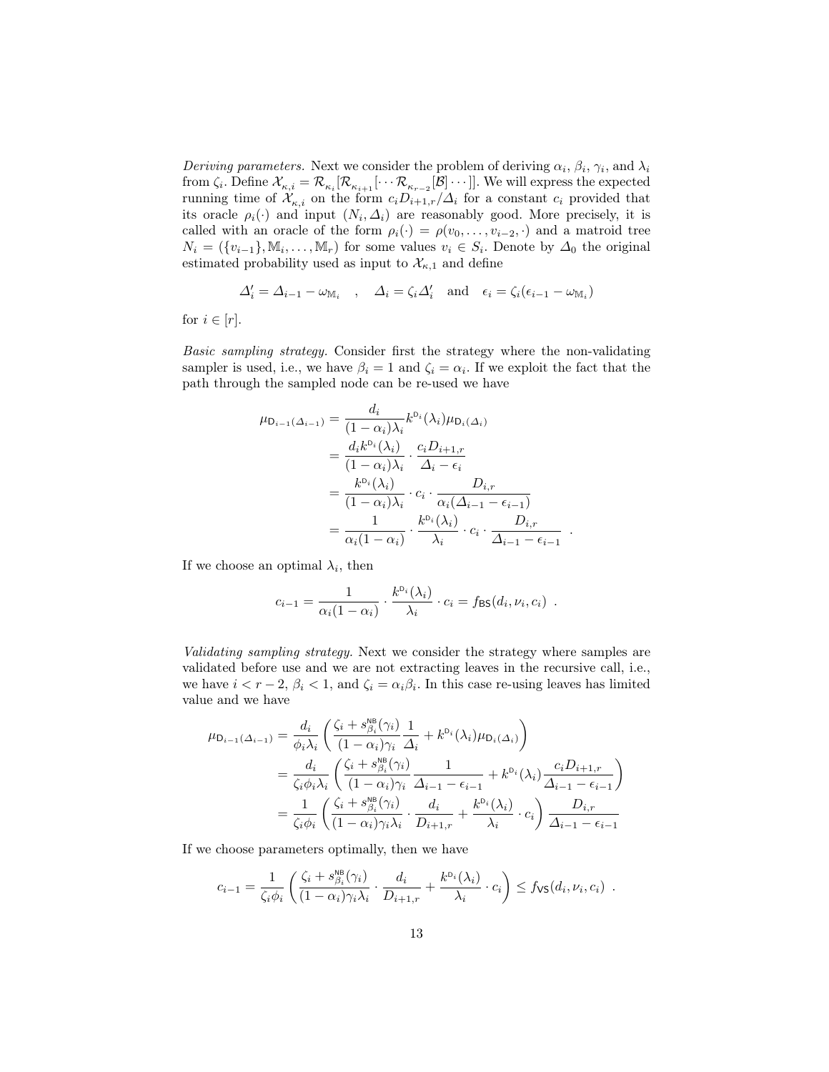*Deriving parameters.* Next we consider the problem of deriving $\alpha_i$, $\beta_i$, $\gamma_i$, and $\lambda_i$ from $\zeta_i$. Define $\mathcal{X}_{\kappa,i} = \mathcal{R}_{\kappa_i}[\mathcal{R}_{\kappa_{i+1}}[\cdots \mathcal{R}_{\kappa_{r-2}}[\mathcal{B}]\cdots]]$. We will express the expected running time of $\mathcal{X}_{\kappa,i}$ on the form $c_i D_{i+1,r}/\Delta_i$ for a constant $c_i$ provided that its oracle $\rho_i(\cdot)$ and input $(N_i, \Delta_i)$ are reasonably good. More precisely, it is called with an oracle of the form $\rho_i(\cdot) = \rho(v_0, \ldots, v_{i-2}, \cdot)$ and a matroid tree $N_i = (\{v_{i-1}\}, \mathbb{M}_i, \ldots, \mathbb{M}_r)$ for some values $v_i \in S_i$. Denote by $\Delta_0$ the original estimated probability used as input to $\mathcal{X}_{\kappa,1}$ and define

$$\Delta_i' = \Delta_{i-1} - \omega_{\mathbb{M}_i} \quad , \quad \Delta_i = \zeta_i \Delta_i' \quad \text{and} \quad \epsilon_i = \zeta_i(\epsilon_{i-1} - \omega_{\mathbb{M}_i})$$

for $i \in [r]$.

*Basic sampling strategy.* Consider first the strategy where the non-validating sampler is used, i.e., we have $\beta_i = 1$ and $\zeta_i = \alpha_i$. If we exploit the fact that the path through the sampled node can be re-used we have

$$\begin{aligned}
\mu_{\mathsf{D}_{i-1}(\Delta_{i-1})} &= \frac{d_i}{(1-\alpha_i)\lambda_i} k^{\mathsf{D}_i}(\lambda_i) \mu_{\mathsf{D}_i(\Delta_i)} \\
&= \frac{d_i k^{\mathsf{D}_i}(\lambda_i)}{(1-\alpha_i)\lambda_i} \cdot \frac{c_i D_{i+1,r}}{\Delta_i - \epsilon_i} \\
&= \frac{k^{\mathsf{D}_i}(\lambda_i)}{(1-\alpha_i)\lambda_i} \cdot c_i \cdot \frac{D_{i,r}}{\alpha_i(\Delta_{i-1} - \epsilon_{i-1})} \\
&= \frac{1}{\alpha_i(1-\alpha_i)} \cdot \frac{k^{\mathsf{D}_i}(\lambda_i)}{\lambda_i} \cdot c_i \cdot \frac{D_{i,r}}{\Delta_{i-1} - \epsilon_{i-1}} \enspace .
\end{aligned}$$

If we choose an optimal $\lambda_i$, then

$$c_{i-1} = \frac{1}{\alpha_i(1-\alpha_i)} \cdot \frac{k^{\mathsf{D}_i}(\lambda_i)}{\lambda_i} \cdot c_i = f_{\mathsf{BS}}(d_i, \nu_i, c_i) \enspace .$$

*Validating sampling strategy.* Next we consider the strategy where samples are validated before use and we are not extracting leaves in the recursive call, i.e., we have $i < r-2$, $\beta_i < 1$, and $\zeta_i = \alpha_i \beta_i$. In this case re-using leaves has limited value and we have

$$\begin{aligned}
\mu_{\mathsf{D}_{i-1}(\Delta_{i-1})} &= \frac{d_i}{\phi_i \lambda_i} \left( \frac{\zeta_i + s^{\mathsf{NB}}_{\beta_i}(\gamma_i)}{(1-\alpha_i)\gamma_i} \frac{1}{\Delta_i} + k^{\mathsf{D}_i}(\lambda_i) \mu_{\mathsf{D}_i(\Delta_i)} \right) \\
&= \frac{d_i}{\zeta_i \phi_i \lambda_i} \left( \frac{\zeta_i + s^{\mathsf{NB}}_{\beta_i}(\gamma_i)}{(1-\alpha_i)\gamma_i} \frac{1}{\Delta_{i-1} - \epsilon_{i-1}} + k^{\mathsf{D}_i}(\lambda_i) \frac{c_i D_{i+1,r}}{\Delta_{i-1} - \epsilon_{i-1}} \right) \\
&= \frac{1}{\zeta_i \phi_i} \left( \frac{\zeta_i + s^{\mathsf{NB}}_{\beta_i}(\gamma_i)}{(1-\alpha_i)\gamma_i \lambda_i} \cdot \frac{d_i}{D_{i+1,r}} + \frac{k^{\mathsf{D}_i}(\lambda_i)}{\lambda_i} \cdot c_i \right) \frac{D_{i,r}}{\Delta_{i-1} - \epsilon_{i-1}}
\end{aligned}$$

If we choose parameters optimally, then we have

$$c_{i-1} = \frac{1}{\zeta_i \phi_i} \left( \frac{\zeta_i + s^{\mathsf{NB}}_{\beta_i}(\gamma_i)}{(1-\alpha_i)\gamma_i \lambda_i} \cdot \frac{d_i}{D_{i+1,r}} + \frac{k^{\mathsf{D}_i}(\lambda_i)}{\lambda_i} \cdot c_i \right) \leq f_{\mathsf{VS}}(d_i, \nu_i, c_i) \enspace .$$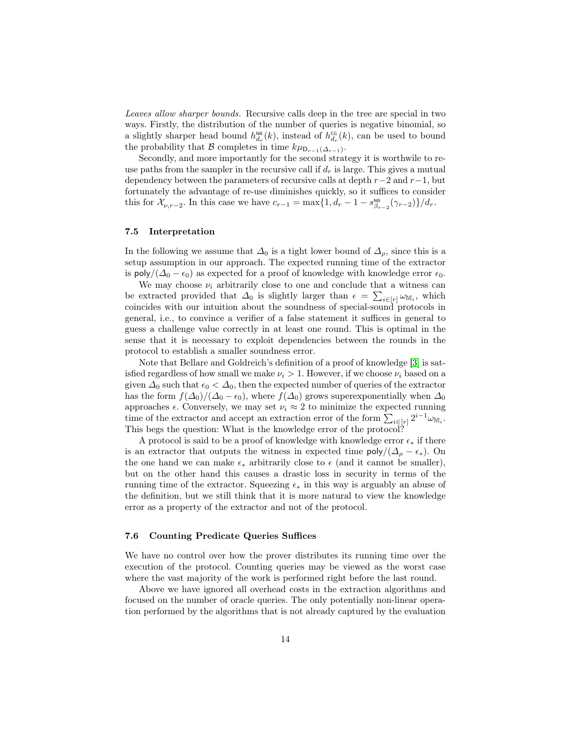*Leaves allow sharper bounds.* Recursive calls deep in the tree are special in two ways. Firstly, the distribution of the number of queries is negative binomial, so a slightly sharper head bound $h^{\mathsf{NB}}_{d_r}(k)$, instead of $h^{\mathsf{CG}}_{d_r}(k)$, can be used to bound the probability that $\mathcal{B}$ completes in time $k\mu_{\mathsf{D}_{r-1}(\Delta_{r-1})}$.

Secondly, and more importantly for the second strategy it is worthwile to re-use paths from the sampler in the recursive call if $d_r$ is large. This gives a mutual dependency between the parameters of recursive calls at depth $r-2$ and $r-1$, but fortunately the advantage of re-use diminishes quickly, so it suffices to consider this for $\mathcal{X}_{\nu,r-2}$. In this case we have $c_{r-1} = \max\{1, d_r - 1 - s^{\mathsf{NB}}_{\beta_{r-2}}(\gamma_{r-2})\}/d_r$.

### 7.5 Interpretation

In the following we assume that $\Delta_0$ is a tight lower bound of $\Delta_\rho$, since this is a setup assumption in our approach. The expected running time of the extractor is $\mathsf{poly}/(\Delta_0 - \epsilon_0)$ as expected for a proof of knowledge with knowledge error $\epsilon_0$.

We may choose $\nu_i$ arbitrarily close to one and conclude that a witness can be extracted provided that $\Delta_0$ is slightly larger than $\epsilon = \sum_{i\in[r]} \omega_{\mathbb{M}_i}$, which coincides with our intuition about the soundness of special-sound protocols in general, i.e., to convince a verifier of a false statement it suffices in general to guess a challenge value correctly in at least one round. This is optimal in the sense that it is necessary to exploit dependencies between the rounds in the protocol to establish a smaller soundness error.

Note that Bellare and Goldreich's definition of a proof of knowledge [3] is satisfied regardless of how small we make $\nu_i > 1$. However, if we choose $\nu_i$ based on a given $\Delta_0$ such that $\epsilon_0 < \Delta_0$, then the expected number of queries of the extractor has the form $f(\Delta_0)/(\Delta_0 - \epsilon_0)$, where $f(\Delta_0)$ grows superexponentially when $\Delta_0$ approaches $\epsilon$. Conversely, we may set $\nu_i \approx 2$ to minimize the expected running time of the extractor and accept an extraction error of the form $\sum_{i\in[r]} 2^{i-1}\omega_{\mathbb{M}_i}$. This begs the question: What is the knowledge error of the protocol?

A protocol is said to be a proof of knowledge with knowledge error $\epsilon_*$ if there is an extractor that outputs the witness in expected time $\mathsf{poly}/(\Delta_\rho - \epsilon_*)$. On the one hand we can make $\epsilon_*$ arbitrarily close to $\epsilon$ (and it cannot be smaller), but on the other hand this causes a drastic loss in security in terms of the running time of the extractor. Squeezing $\epsilon_*$ in this way is arguably an abuse of the definition, but we still think that it is more natural to view the knowledge error as a property of the extractor and not of the protocol.

### 7.6 Counting Predicate Queries Suffices

We have no control over how the prover distributes its running time over the execution of the protocol. Counting queries may be viewed as the worst case where the vast majority of the work is performed right before the last round.

Above we have ignored all overhead costs in the extraction algorithms and focused on the number of oracle queries. The only potentially non-linear operation performed by the algorithms that is not already captured by the evaluation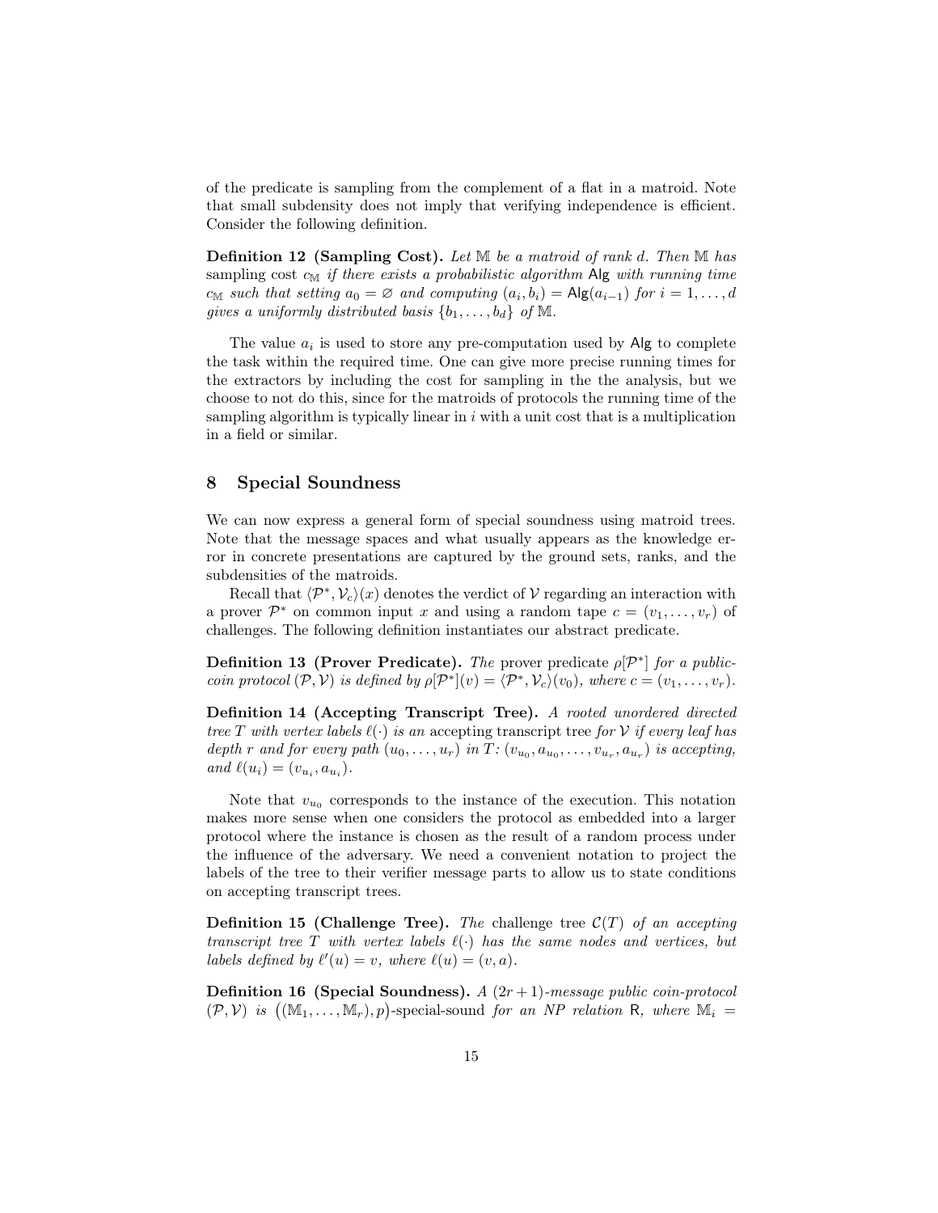of the predicate is sampling from the complement of a flat in a matroid. Note that small subdensity does not imply that verifying independence is efficient. Consider the following definition.

**Definition 12 (Sampling Cost).** *Let $\mathbb{M}$ be a matroid of rank $d$. Then $\mathbb{M}$ has* sampling cost $c_{\mathbb{M}}$ *if there exists a probabilistic algorithm* $\mathsf{Alg}$ *with running time $c_{\mathbb{M}}$ such that setting $a_0 = \varnothing$ and computing $(a_i, b_i) = \mathsf{Alg}(a_{i-1})$ for $i = 1, \ldots, d$ gives a uniformly distributed basis $\{b_1, \ldots, b_d\}$ of $\mathbb{M}$.*

The value $a_i$ is used to store any pre-computation used by $\mathsf{Alg}$ to complete the task within the required time. One can give more precise running times for the extractors by including the cost for sampling in the the analysis, but we choose to not do this, since for the matroids of protocols the running time of the sampling algorithm is typically linear in $i$ with a unit cost that is a multiplication in a field or similar.

## 8 Special Soundness

We can now express a general form of special soundness using matroid trees. Note that the message spaces and what usually appears as the knowledge error in concrete presentations are captured by the ground sets, ranks, and the subdensities of the matroids.

Recall that $\langle \mathcal{P}^*, \mathcal{V}_c \rangle(x)$ denotes the verdict of $\mathcal{V}$ regarding an interaction with a prover $\mathcal{P}^*$ on common input $x$ and using a random tape $c = (v_1, \ldots, v_r)$ of challenges. The following definition instantiates our abstract predicate.

**Definition 13 (Prover Predicate).** *The* prover predicate $\rho[\mathcal{P}^*]$ *for a public-coin protocol $(\mathcal{P}, \mathcal{V})$ is defined by $\rho[\mathcal{P}^*](v) = \langle \mathcal{P}^*, \mathcal{V}_c \rangle(v_0)$, where $c = (v_1, \ldots, v_r)$.*

**Definition 14 (Accepting Transcript Tree).** *A rooted unordered directed tree $T$ with vertex labels $\ell(\cdot)$ is an* accepting transcript tree *for $\mathcal{V}$ if every leaf has depth $r$ and for every path $(u_0, \ldots, u_r)$ in $T$: $(v_{u_0}, a_{u_0}, \ldots, v_{u_r}, a_{u_r})$ is accepting, and $\ell(u_i) = (v_{u_i}, a_{u_i})$.*

Note that $v_{u_0}$ corresponds to the instance of the execution. This notation makes more sense when one considers the protocol as embedded into a larger protocol where the instance is chosen as the result of a random process under the influence of the adversary. We need a convenient notation to project the labels of the tree to their verifier message parts to allow us to state conditions on accepting transcript trees.

**Definition 15 (Challenge Tree).** *The* challenge tree $\mathcal{C}(T)$ *of an accepting transcript tree $T$ with vertex labels $\ell(\cdot)$ has the same nodes and vertices, but labels defined by $\ell'(u) = v$, where $\ell(u) = (v, a)$.*

**Definition 16 (Special Soundness).** *A $(2r+1)$-message public coin-protocol $(\mathcal{P}, \mathcal{V})$ is $\big((\mathbb{M}_1, \ldots, \mathbb{M}_r), p\big)$-special-sound for an NP relation $\mathsf{R}$, where $\mathbb{M}_i =$*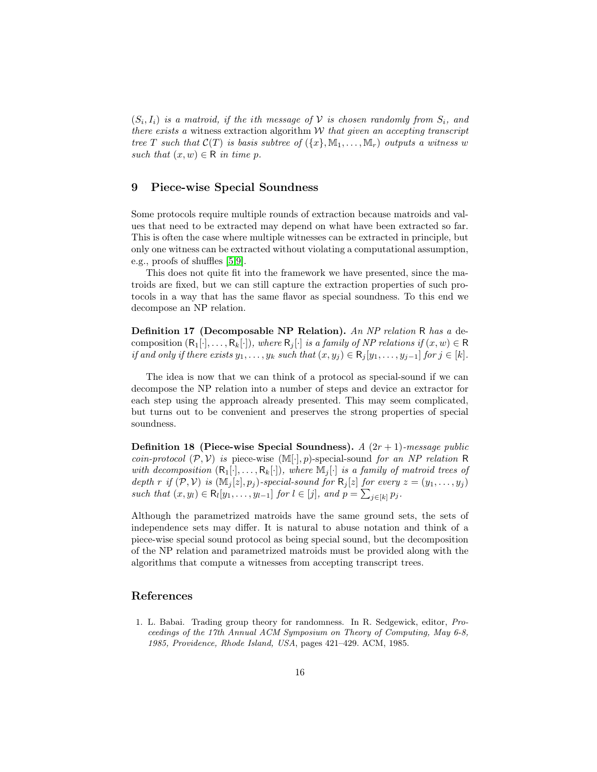$(S_i, I_i)$ *is a matroid, if the ith message of* $\mathcal{V}$ *is chosen randomly from* $S_i$*, and there exists a* witness extraction algorithm $\mathcal{W}$ *that given an accepting transcript tree* $T$ *such that* $\mathcal{C}(T)$ *is basis subtree of* $(\{x\}, \mathbb{M}_1, \ldots, \mathbb{M}_r)$ *outputs a witness* $w$ *such that* $(x, w) \in \mathsf{R}$ *in time* $p$*.*

## 9 Piece-wise Special Soundness

Some protocols require multiple rounds of extraction because matroids and values that need to be extracted may depend on what have been extracted so far. This is often the case where multiple witnesses can be extracted in principle, but only one witness can be extracted without violating a computational assumption, e.g., proofs of shuffles [5,9].

This does not quite fit into the framework we have presented, since the matroids are fixed, but we can still capture the extraction properties of such protocols in a way that has the same flavor as special soundness. To this end we decompose an NP relation.

**Definition 17 (Decomposable NP Relation).** *An NP relation* $\mathsf{R}$ *has a* decomposition $(\mathsf{R}_1[\cdot], \ldots, \mathsf{R}_k[\cdot])$*, where* $\mathsf{R}_j[\cdot]$ *is a family of NP relations if* $(x, w) \in \mathsf{R}$ *if and only if there exists* $y_1, \ldots, y_k$ *such that* $(x, y_j) \in \mathsf{R}_j[y_1, \ldots, y_{j-1}]$ *for* $j \in [k]$*.*

The idea is now that we can think of a protocol as special-sound if we can decompose the NP relation into a number of steps and device an extractor for each step using the approach already presented. This may seem complicated, but turns out to be convenient and preserves the strong properties of special soundness.

**Definition 18 (Piece-wise Special Soundness).** *A* $(2r + 1)$*-message public coin-protocol* $(\mathcal{P}, \mathcal{V})$ *is* piece-wise $(\mathbb{M}[\cdot], p)$-special-sound *for an NP relation* $\mathsf{R}$ *with decomposition* $(\mathsf{R}_1[\cdot], \ldots, \mathsf{R}_k[\cdot])$*, where* $\mathbb{M}_j[\cdot]$ *is a family of matroid trees of depth* $r$ *if* $(\mathcal{P}, \mathcal{V})$ *is* $(\mathbb{M}_j[z], p_j)$*-special-sound for* $\mathsf{R}_j[z]$ *for every* $z = (y_1, \ldots, y_j)$ *such that* $(x, y_l) \in \mathsf{R}_l[y_1, \ldots, y_{l-1}]$ *for* $l \in [j]$*, and* $p = \sum_{j \in [k]} p_j$*.*

Although the parametrized matroids have the same ground sets, the sets of independence sets may differ. It is natural to abuse notation and think of a piece-wise special sound protocol as being special sound, but the decomposition of the NP relation and parametrized matroids must be provided along with the algorithms that compute a witnesses from accepting transcript trees.

## References

1. L. Babai. Trading group theory for randomness. In R. Sedgewick, editor, *Proceedings of the 17th Annual ACM Symposium on Theory of Computing, May 6-8, 1985, Providence, Rhode Island, USA*, pages 421–429. ACM, 1985.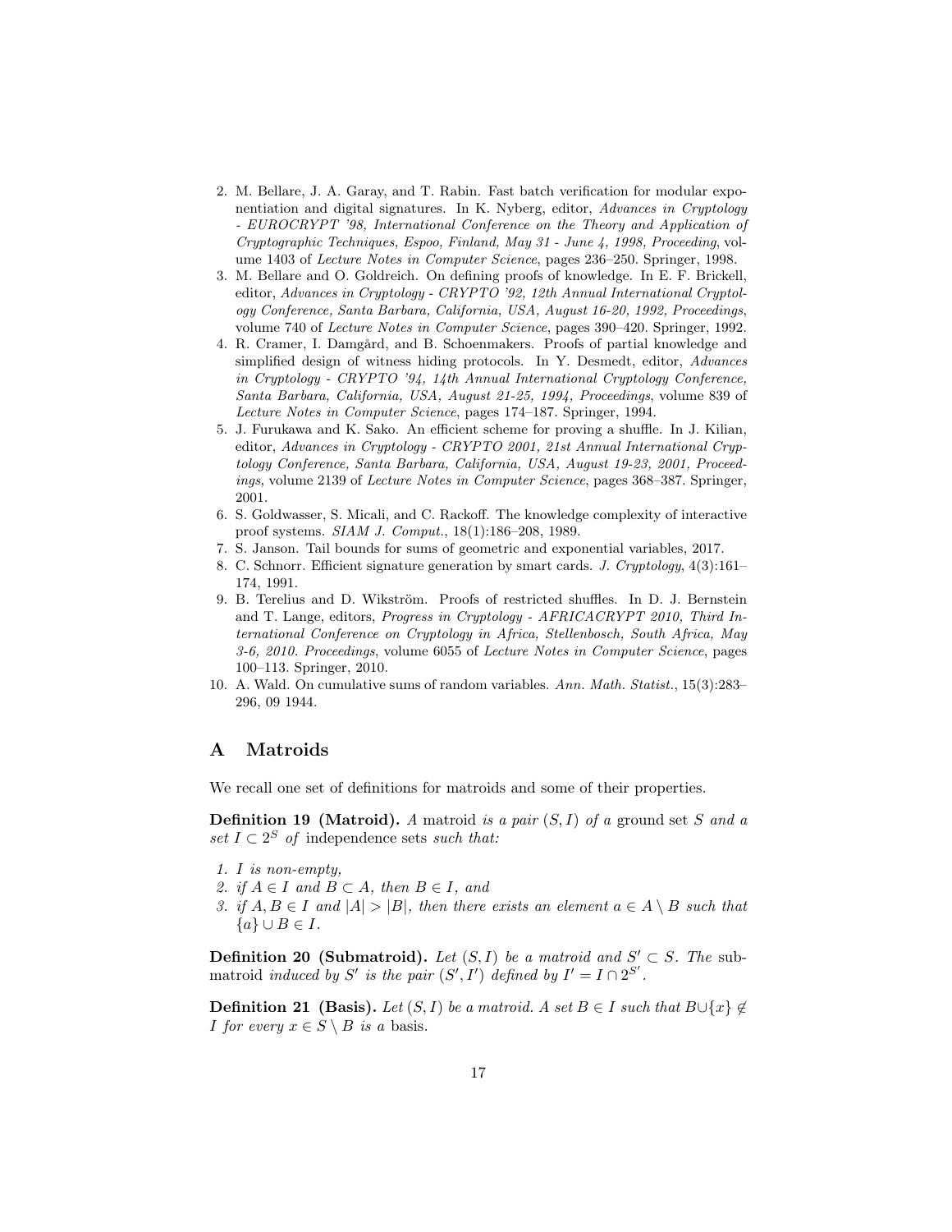2. M. Bellare, J. A. Garay, and T. Rabin. Fast batch verification for modular exponentiation and digital signatures. In K. Nyberg, editor, *Advances in Cryptology - EUROCRYPT '98, International Conference on the Theory and Application of Cryptographic Techniques, Espoo, Finland, May 31 - June 4, 1998, Proceeding*, volume 1403 of *Lecture Notes in Computer Science*, pages 236–250. Springer, 1998.
3. M. Bellare and O. Goldreich. On defining proofs of knowledge. In E. F. Brickell, editor, *Advances in Cryptology - CRYPTO '92, 12th Annual International Cryptology Conference, Santa Barbara, California, USA, August 16-20, 1992, Proceedings*, volume 740 of *Lecture Notes in Computer Science*, pages 390–420. Springer, 1992.
4. R. Cramer, I. Damgård, and B. Schoenmakers. Proofs of partial knowledge and simplified design of witness hiding protocols. In Y. Desmedt, editor, *Advances in Cryptology - CRYPTO '94, 14th Annual International Cryptology Conference, Santa Barbara, California, USA, August 21-25, 1994, Proceedings*, volume 839 of *Lecture Notes in Computer Science*, pages 174–187. Springer, 1994.
5. J. Furukawa and K. Sako. An efficient scheme for proving a shuffle. In J. Kilian, editor, *Advances in Cryptology - CRYPTO 2001, 21st Annual International Cryptology Conference, Santa Barbara, California, USA, August 19-23, 2001, Proceedings*, volume 2139 of *Lecture Notes in Computer Science*, pages 368–387. Springer, 2001.
6. S. Goldwasser, S. Micali, and C. Rackoff. The knowledge complexity of interactive proof systems. *SIAM J. Comput.*, 18(1):186–208, 1989.
7. S. Janson. Tail bounds for sums of geometric and exponential variables, 2017.
8. C. Schnorr. Efficient signature generation by smart cards. *J. Cryptology*, 4(3):161–174, 1991.
9. B. Terelius and D. Wikström. Proofs of restricted shuffles. In D. J. Bernstein and T. Lange, editors, *Progress in Cryptology - AFRICACRYPT 2010, Third International Conference on Cryptology in Africa, Stellenbosch, South Africa, May 3-6, 2010. Proceedings*, volume 6055 of *Lecture Notes in Computer Science*, pages 100–113. Springer, 2010.
10. A. Wald. On cumulative sums of random variables. *Ann. Math. Statist.*, 15(3):283–296, 09 1944.

## A Matroids

We recall one set of definitions for matroids and some of their properties.

**Definition 19 (Matroid).** *A* matroid *is a pair* $(S, I)$ *of a* ground set $S$ *and a set* $I \subset 2^S$ *of* independence sets *such that:*

1. $I$ *is non-empty,*
2. *if* $A \in I$ *and* $B \subset A$*, then* $B \in I$*, and*
3. *if* $A, B \in I$ *and* $|A| > |B|$*, then there exists an element* $a \in A \setminus B$ *such that* $\{a\} \cup B \in I$*.*

**Definition 20 (Submatroid).** *Let* $(S, I)$ *be a matroid and* $S' \subset S$*. The* submatroid *induced by* $S'$ *is the pair* $(S', I')$ *defined by* $I' = I \cap 2^{S'}$*.*

**Definition 21 (Basis).** *Let* $(S, I)$ *be a matroid. A set* $B \in I$ *such that* $B \cup \{x\} \notin I$ *for every* $x \in S \setminus B$ *is a* basis.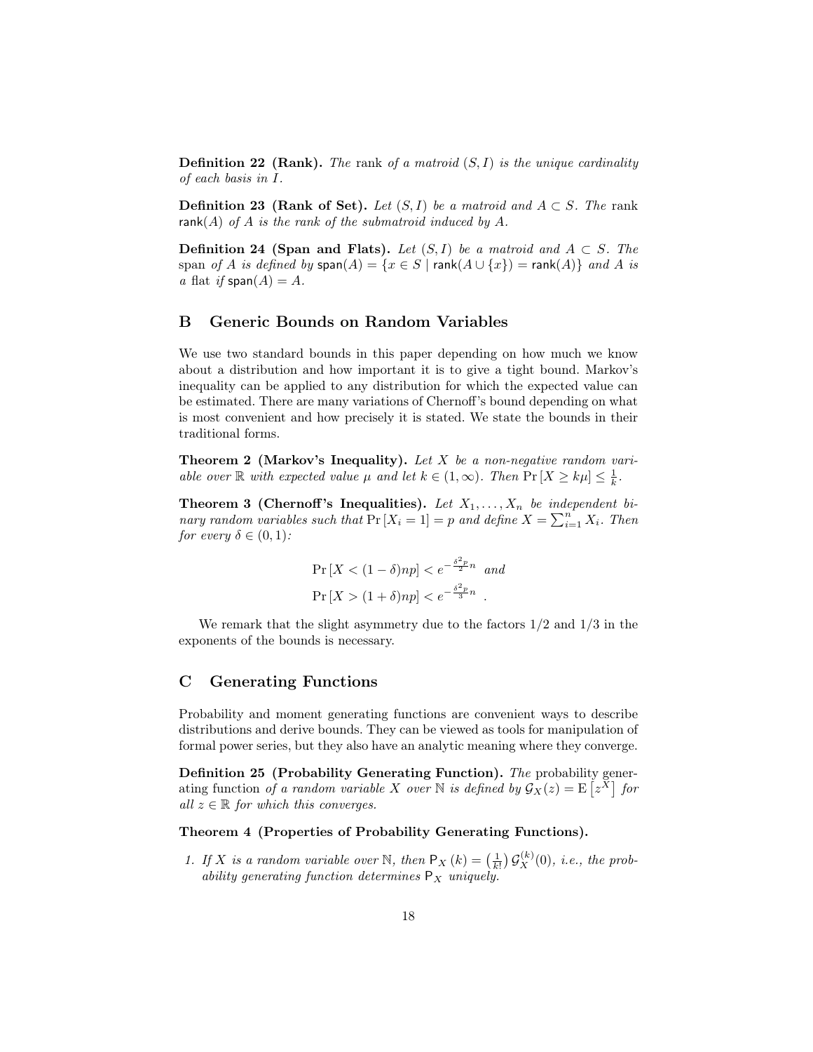**Definition 22 (Rank).** *The* rank *of a matroid $(S, I)$ is the unique cardinality of each basis in $I$.*

**Definition 23 (Rank of Set).** *Let $(S, I)$ be a matroid and $A \subset S$. The* rank $\mathsf{rank}(A)$ *of $A$ is the rank of the submatroid induced by $A$.*

**Definition 24 (Span and Flats).** *Let $(S, I)$ be a matroid and $A \subset S$. The* span *of $A$ is defined by $\mathsf{span}(A) = \{x \in S \mid \mathsf{rank}(A \cup \{x\}) = \mathsf{rank}(A)\}$ and $A$ is a* flat *if $\mathsf{span}(A) = A$.*

## B Generic Bounds on Random Variables

We use two standard bounds in this paper depending on how much we know about a distribution and how important it is to give a tight bound. Markov's inequality can be applied to any distribution for which the expected value can be estimated. There are many variations of Chernoff's bound depending on what is most convenient and how precisely it is stated. We state the bounds in their traditional forms.

**Theorem 2 (Markov's Inequality).** *Let $X$ be a non-negative random variable over $\mathbb{R}$ with expected value $\mu$ and let $k \in (1, \infty)$. Then $\Pr[X \geq k\mu] \leq \frac{1}{k}$.*

**Theorem 3 (Chernoff's Inequalities).** *Let $X_1, \ldots, X_n$ be independent binary random variables such that $\Pr[X_i = 1] = p$ and define $X = \sum_{i=1}^{n} X_i$. Then for every $\delta \in (0, 1)$:*

$$\Pr[X < (1 - \delta)np] < e^{-\frac{\delta^2 p}{2} n} \quad \text{and}$$

$$\Pr[X > (1 + \delta)np] < e^{-\frac{\delta^2 p}{3} n} \quad .$$

We remark that the slight asymmetry due to the factors $1/2$ and $1/3$ in the exponents of the bounds is necessary.

## C Generating Functions

Probability and moment generating functions are convenient ways to describe distributions and derive bounds. They can be viewed as tools for manipulation of formal power series, but they also have an analytic meaning where they converge.

**Definition 25 (Probability Generating Function).** *The* probability generating function *of a random variable $X$ over $\mathbb{N}$ is defined by $\mathcal{G}_X(z) = \mathrm{E}\left[z^X\right]$ for all $z \in \mathbb{R}$ for which this converges.*

**Theorem 4 (Properties of Probability Generating Functions).**

1. *If $X$ is a random variable over $\mathbb{N}$, then $\mathsf{P}_X(k) = \left(\frac{1}{k!}\right) \mathcal{G}_X^{(k)}(0)$, i.e., the probability generating function determines $\mathsf{P}_X$ uniquely.*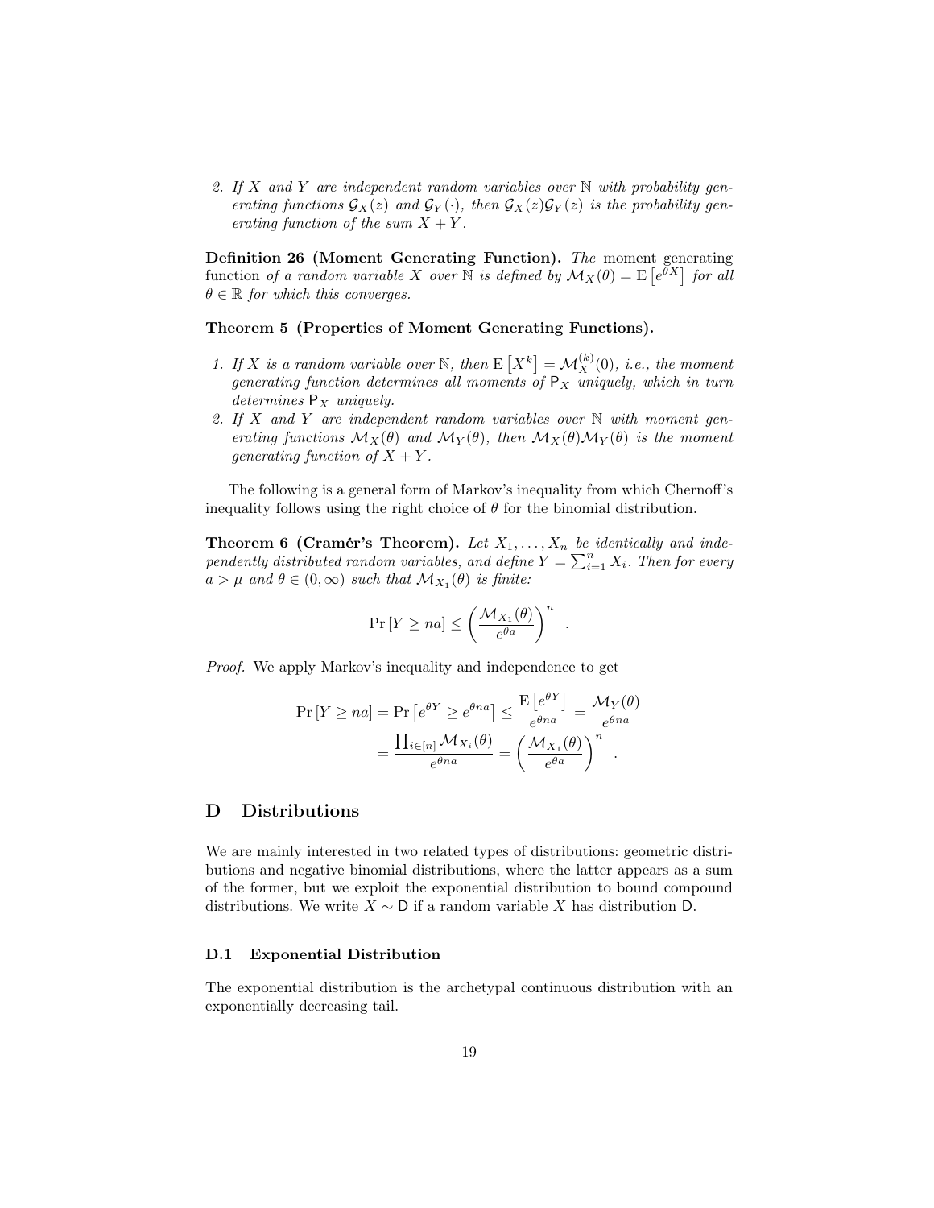2. *If $X$ and $Y$ are independent random variables over $\mathbb{N}$ with probability generating functions $\mathcal{G}_X(z)$ and $\mathcal{G}_Y(\cdot)$, then $\mathcal{G}_X(z)\mathcal{G}_Y(z)$ is the probability generating function of the sum $X + Y$.*

**Definition 26 (Moment Generating Function).** *The* moment generating function *of a random variable $X$ over $\mathbb{N}$ is defined by $\mathcal{M}_X(\theta) = \mathrm{E}\left[e^{\theta X}\right]$ for all $\theta \in \mathbb{R}$ for which this converges.*

**Theorem 5 (Properties of Moment Generating Functions).**

1. *If $X$ is a random variable over $\mathbb{N}$, then $\mathrm{E}\left[X^k\right] = \mathcal{M}_X^{(k)}(0)$, i.e., the moment generating function determines all moments of $\mathsf{P}_X$ uniquely, which in turn determines $\mathsf{P}_X$ uniquely.*
2. *If $X$ and $Y$ are independent random variables over $\mathbb{N}$ with moment generating functions $\mathcal{M}_X(\theta)$ and $\mathcal{M}_Y(\theta)$, then $\mathcal{M}_X(\theta)\mathcal{M}_Y(\theta)$ is the moment generating function of $X + Y$.*

The following is a general form of Markov's inequality from which Chernoff's inequality follows using the right choice of $\theta$ for the binomial distribution.

**Theorem 6 (Cramér's Theorem).** *Let $X_1, \ldots, X_n$ be identically and independently distributed random variables, and define $Y = \sum_{i=1}^n X_i$. Then for every $a > \mu$ and $\theta \in (0, \infty)$ such that $\mathcal{M}_{X_1}(\theta)$ is finite:*

$$\Pr\left[Y \geq na\right] \leq \left(\frac{\mathcal{M}_{X_1}(\theta)}{e^{\theta a}}\right)^n \quad .$$

*Proof.* We apply Markov's inequality and independence to get

$$\begin{aligned}
\Pr\left[Y \geq na\right] = \Pr\left[e^{\theta Y} \geq e^{\theta na}\right] &\leq \frac{\mathrm{E}\left[e^{\theta Y}\right]}{e^{\theta na}} = \frac{\mathcal{M}_Y(\theta)}{e^{\theta na}} \\
&= \frac{\prod_{i \in [n]} \mathcal{M}_{X_i}(\theta)}{e^{\theta na}} = \left(\frac{\mathcal{M}_{X_1}(\theta)}{e^{\theta a}}\right)^n \quad .
\end{aligned}$$

## D Distributions

We are mainly interested in two related types of distributions: geometric distributions and negative binomial distributions, where the latter appears as a sum of the former, but we exploit the exponential distribution to bound compound distributions. We write $X \sim \mathsf{D}$ if a random variable $X$ has distribution $\mathsf{D}$.

### D.1 Exponential Distribution

The exponential distribution is the archetypal continuous distribution with an exponentially decreasing tail.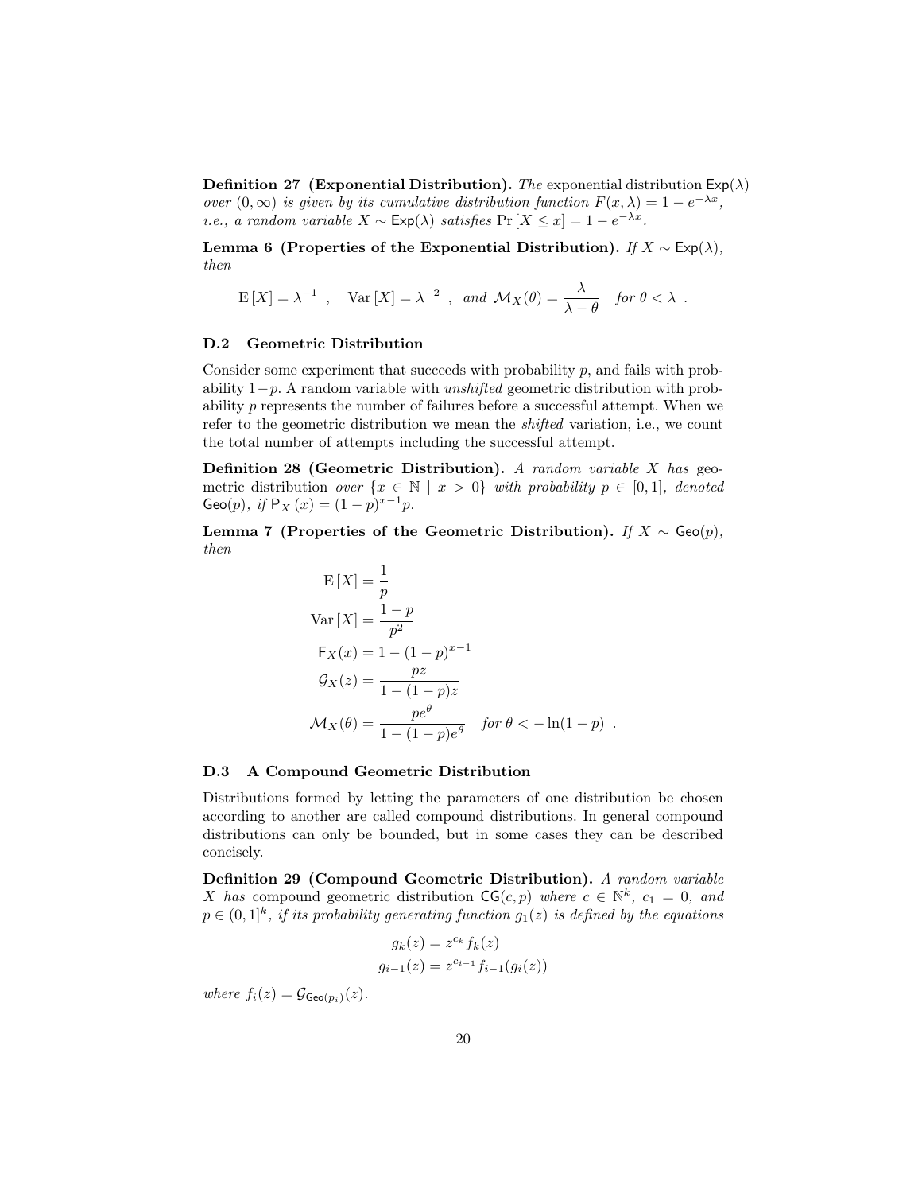**Definition 27 (Exponential Distribution).** *The* exponential distribution $\mathsf{Exp}(\lambda)$ *over* $(0, \infty)$ *is given by its cumulative distribution function* $F(x, \lambda) = 1 - e^{-\lambda x}$, *i.e., a random variable* $X \sim \mathsf{Exp}(\lambda)$ *satisfies* $\Pr[X \leq x] = 1 - e^{-\lambda x}$.

**Lemma 6 (Properties of the Exponential Distribution).** *If* $X \sim \mathsf{Exp}(\lambda)$, *then*

$$\mathrm{E}[X] = \lambda^{-1} \ , \quad \mathrm{Var}[X] = \lambda^{-2} \ , \ \textit{and} \ \mathcal{M}_X(\theta) = \frac{\lambda}{\lambda - \theta} \quad \textit{for } \theta < \lambda \ .$$

### D.2 Geometric Distribution

Consider some experiment that succeeds with probability $p$, and fails with probability $1-p$. A random variable with *unshifted* geometric distribution with probability $p$ represents the number of failures before a successful attempt. When we refer to the geometric distribution we mean the *shifted* variation, i.e., we count the total number of attempts including the successful attempt.

**Definition 28 (Geometric Distribution).** *A random variable* $X$ *has* geometric distribution *over* $\{x \in \mathbb{N} \mid x > 0\}$ *with probability* $p \in [0, 1]$, *denoted* $\mathsf{Geo}(p)$, *if* $\mathsf{P}_X(x) = (1-p)^{x-1}p$.

**Lemma 7 (Properties of the Geometric Distribution).** *If* $X \sim \mathsf{Geo}(p)$, *then*

$$\begin{aligned}
\mathrm{E}[X] &= \frac{1}{p} \\
\mathrm{Var}[X] &= \frac{1-p}{p^2} \\
\mathsf{F}_X(x) &= 1 - (1-p)^{x-1} \\
\mathcal{G}_X(z) &= \frac{pz}{1-(1-p)z} \\
\mathcal{M}_X(\theta) &= \frac{pe^\theta}{1-(1-p)e^\theta} \quad \textit{for } \theta < -\ln(1-p) \ .
\end{aligned}$$

### D.3 A Compound Geometric Distribution

Distributions formed by letting the parameters of one distribution be chosen according to another are called compound distributions. In general compound distributions can only be bounded, but in some cases they can be described concisely.

**Definition 29 (Compound Geometric Distribution).** *A random variable* $X$ *has* compound geometric distribution $\mathsf{CG}(c, p)$ *where* $c \in \mathbb{N}^k$, $c_1 = 0$, *and* $p \in (0, 1]^k$, *if its probability generating function* $g_1(z)$ *is defined by the equations*

$$\begin{aligned}
g_k(z) &= z^{c_k} f_k(z) \\
g_{i-1}(z) &= z^{c_{i-1}} f_{i-1}(g_i(z))
\end{aligned}$$

*where* $f_i(z) = \mathcal{G}_{\mathsf{Geo}(p_i)}(z)$.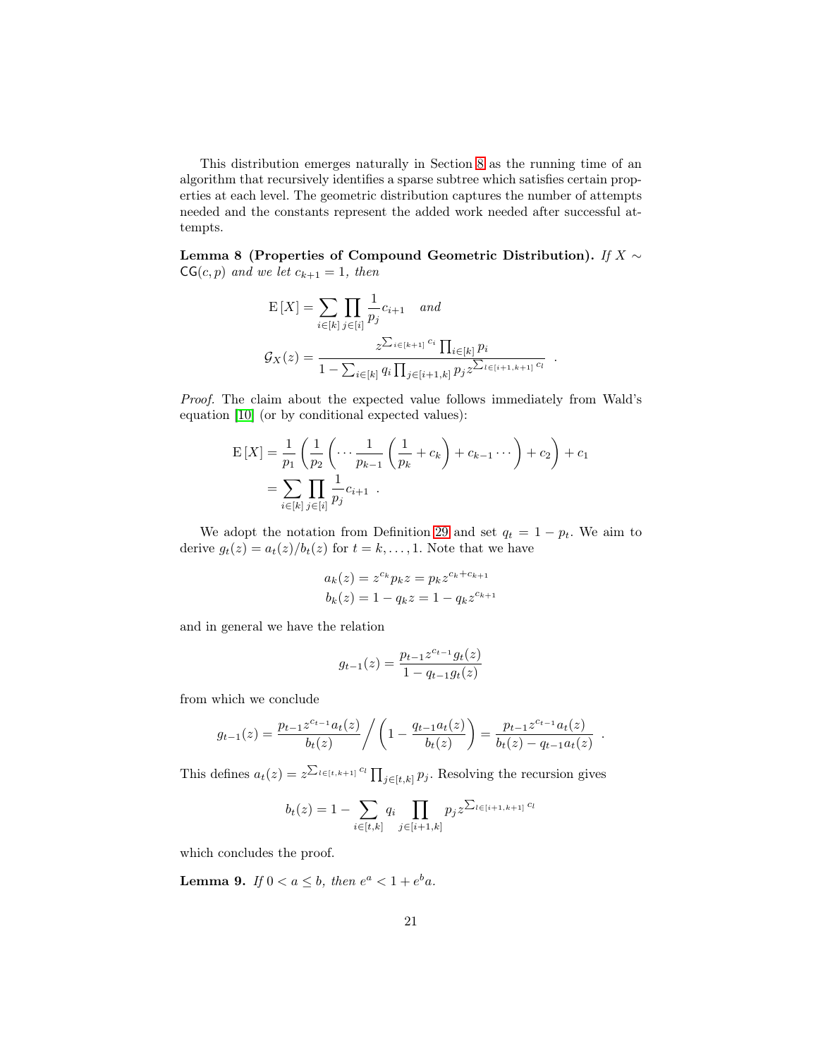This distribution emerges naturally in Section 8 as the running time of an algorithm that recursively identifies a sparse subtree which satisfies certain properties at each level. The geometric distribution captures the number of attempts needed and the constants represent the added work needed after successful attempts.

**Lemma 8 (Properties of Compound Geometric Distribution).** *If $X \sim \mathsf{CG}(c, p)$ and we let $c_{k+1} = 1$, then*

$$\mathrm{E}[X] = \sum_{i \in [k]} \prod_{j \in [i]} \frac{1}{p_j} c_{i+1} \quad \textit{and}$$

$$\mathcal{G}_X(z) = \frac{z^{\sum_{i \in [k+1]} c_i} \prod_{i \in [k]} p_i}{1 - \sum_{i \in [k]} q_i \prod_{j \in [i+1,k]} p_j z^{\sum_{l \in [i+1,k+1]} c_l}} \enspace .$$

*Proof.* The claim about the expected value follows immediately from Wald's equation [10] (or by conditional expected values):

$$\begin{aligned}
\mathrm{E}[X] &= \frac{1}{p_1}\left(\frac{1}{p_2}\left(\cdots \frac{1}{p_{k-1}}\left(\frac{1}{p_k} + c_k\right) + c_{k-1} \cdots\right) + c_2\right) + c_1 \\
&= \sum_{i \in [k]} \prod_{j \in [i]} \frac{1}{p_j} c_{i+1} \enspace .
\end{aligned}$$

We adopt the notation from Definition 29 and set $q_t = 1 - p_t$. We aim to derive $g_t(z) = a_t(z)/b_t(z)$ for $t = k, \ldots, 1$. Note that we have

$$\begin{aligned}
a_k(z) &= z^{c_k} p_k z = p_k z^{c_k + c_{k+1}} \\
b_k(z) &= 1 - q_k z = 1 - q_k z^{c_{k+1}}
\end{aligned}$$

and in general we have the relation

$$g_{t-1}(z) = \frac{p_{t-1} z^{c_{t-1}} g_t(z)}{1 - q_{t-1} g_t(z)}$$

from which we conclude

$$g_{t-1}(z) = \frac{p_{t-1} z^{c_{t-1}} a_t(z)}{b_t(z)} \Bigg/ \left(1 - \frac{q_{t-1} a_t(z)}{b_t(z)}\right) = \frac{p_{t-1} z^{c_{t-1}} a_t(z)}{b_t(z) - q_{t-1} a_t(z)} \enspace .$$

This defines $a_t(z) = z^{\sum_{l \in [t,k+1]} c_l} \prod_{j \in [t,k]} p_j$. Resolving the recursion gives

$$b_t(z) = 1 - \sum_{i \in [t,k]} q_i \prod_{j \in [i+1,k]} p_j z^{\sum_{l \in [i+1,k+1]} c_l}$$

which concludes the proof.

**Lemma 9.** *If $0 < a \leq b$, then $e^a < 1 + e^b a$.*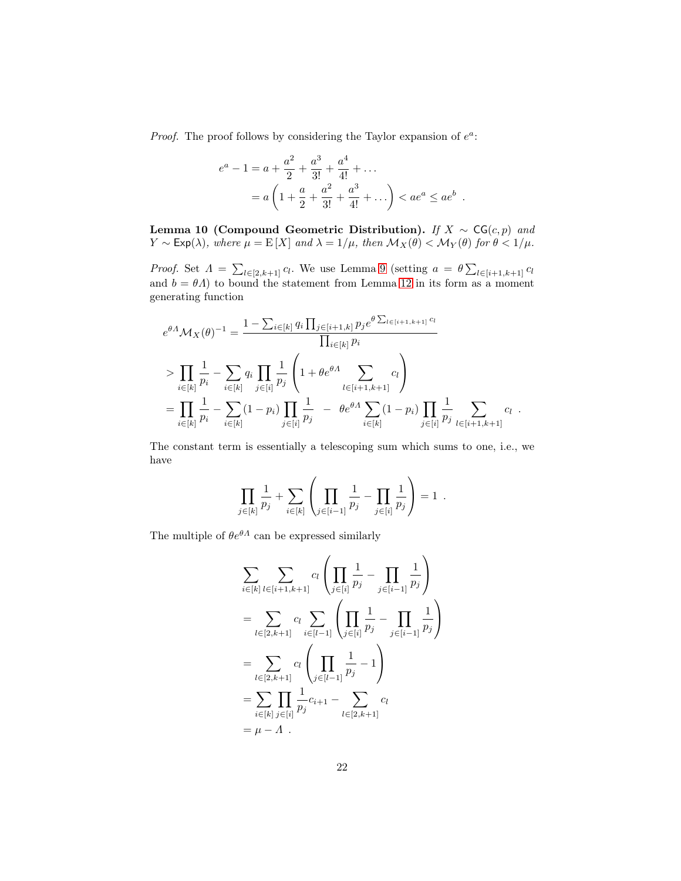*Proof.* The proof follows by considering the Taylor expansion of $e^a$:

$$
\begin{aligned}
e^a - 1 &= a + \frac{a^2}{2} + \frac{a^3}{3!} + \frac{a^4}{4!} + \dots \\
&= a\left(1 + \frac{a}{2} + \frac{a^2}{3!} + \frac{a^3}{4!} + \dots\right) < ae^a \le ae^b \ .
\end{aligned}
$$

**Lemma 10 (Compound Geometric Distribution).** *If $X \sim \mathsf{CG}(c, p)$ and $Y \sim \mathsf{Exp}(\lambda)$, where $\mu = \mathrm{E}[X]$ and $\lambda = 1/\mu$, then $\mathcal{M}_X(\theta) < \mathcal{M}_Y(\theta)$ for $\theta < 1/\mu$.*

*Proof.* Set $\Lambda = \sum_{l\in[2,k+1]} c_l$. We use Lemma 9 (setting $a = \theta \sum_{l\in[i+1,k+1]} c_l$ and $b = \theta\Lambda$) to bound the statement from Lemma 12 in its form as a moment generating function

$$
\begin{aligned}
&e^{\theta\Lambda}\mathcal{M}_X(\theta)^{-1} = \frac{1 - \sum_{i\in[k]} q_i \prod_{j\in[i+1,k]} p_j e^{\theta\sum_{l\in[i+1,k+1]} c_l}}{\prod_{i\in[k]} p_i} \\
&> \prod_{i\in[k]} \frac{1}{p_i} - \sum_{i\in[k]} q_i \prod_{j\in[i]} \frac{1}{p_j}\left(1 + \theta e^{\theta\Lambda} \sum_{l\in[i+1,k+1]} c_l\right) \\
&= \prod_{i\in[k]} \frac{1}{p_i} - \sum_{i\in[k]} (1-p_i) \prod_{j\in[i]} \frac{1}{p_j} \ \ - \ \ \theta e^{\theta\Lambda} \sum_{i\in[k]} (1-p_i) \prod_{j\in[i]} \frac{1}{p_j} \sum_{l\in[i+1,k+1]} c_l \ .
\end{aligned}
$$

The constant term is essentially a telescoping sum which sums to one, i.e., we have

$$
\prod_{j\in[k]} \frac{1}{p_j} + \sum_{i\in[k]} \left(\prod_{j\in[i-1]} \frac{1}{p_j} - \prod_{j\in[i]} \frac{1}{p_j}\right) = 1 \ .
$$

The multiple of $\theta e^{\theta\Lambda}$ can be expressed similarly

$$
\begin{aligned}
&\sum_{i\in[k]} \sum_{l\in[i+1,k+1]} c_l \left(\prod_{j\in[i]} \frac{1}{p_j} - \prod_{j\in[i-1]} \frac{1}{p_j}\right) \\
&= \sum_{l\in[2,k+1]} c_l \sum_{i\in[l-1]} \left(\prod_{j\in[i]} \frac{1}{p_j} - \prod_{j\in[i-1]} \frac{1}{p_j}\right) \\
&= \sum_{l\in[2,k+1]} c_l \left(\prod_{j\in[l-1]} \frac{1}{p_j} - 1\right) \\
&= \sum_{i\in[k]} \prod_{j\in[i]} \frac{1}{p_j} c_{i+1} - \sum_{l\in[2,k+1]} c_l \\
&= \mu - \Lambda \ .
\end{aligned}
$$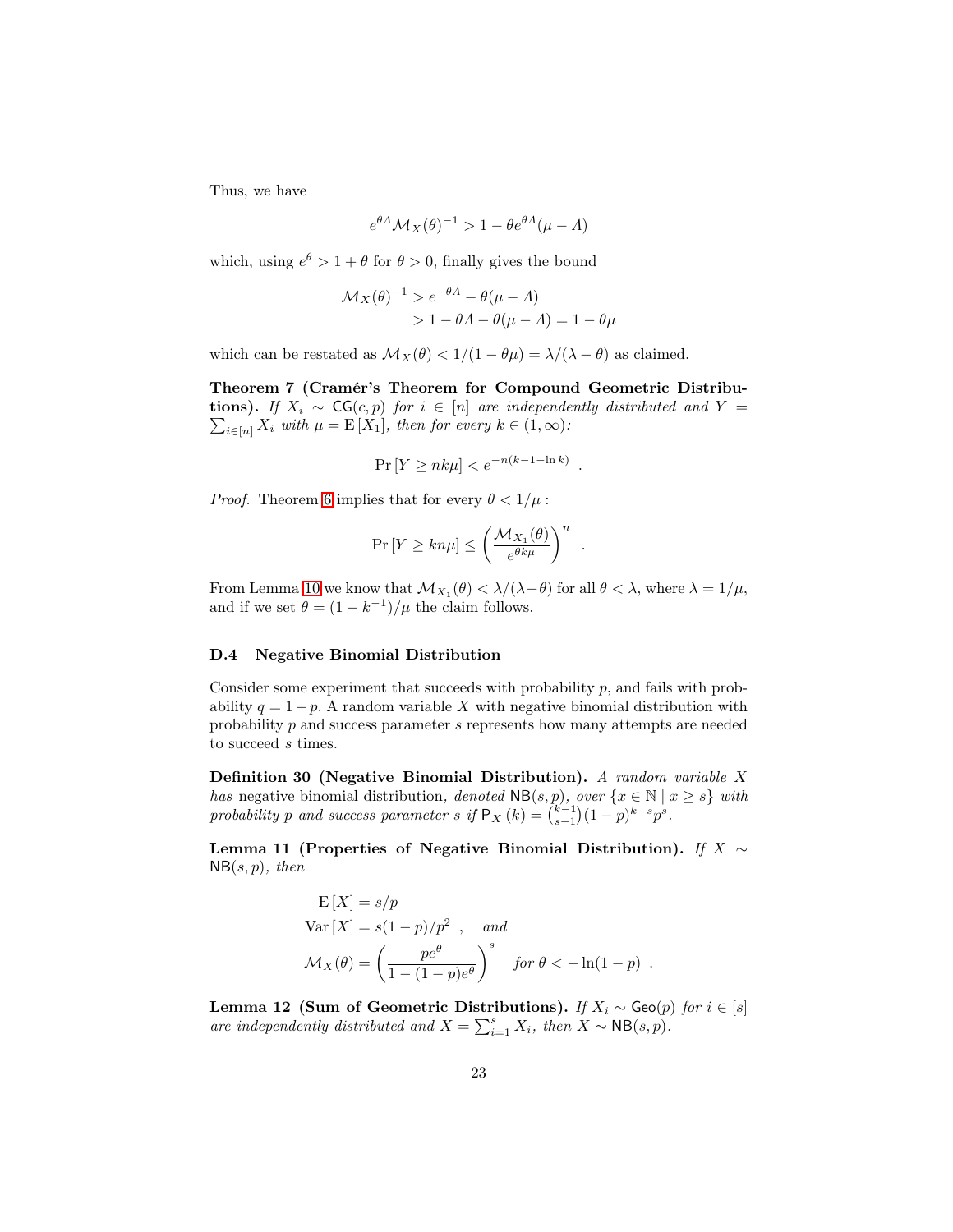Thus, we have

$$e^{\theta \Lambda} \mathcal{M}_X(\theta)^{-1} > 1 - \theta e^{\theta \Lambda}(\mu - \Lambda)$$

which, using $e^{\theta} > 1 + \theta$ for $\theta > 0$, finally gives the bound

$$\begin{aligned}\mathcal{M}_X(\theta)^{-1} &> e^{-\theta \Lambda} - \theta(\mu - \Lambda) \\ &> 1 - \theta \Lambda - \theta(\mu - \Lambda) = 1 - \theta \mu\end{aligned}$$

which can be restated as $\mathcal{M}_X(\theta) < 1/(1 - \theta\mu) = \lambda/(\lambda - \theta)$ as claimed.

**Theorem 7 (Cramér's Theorem for Compound Geometric Distributions).** *If $X_i \sim \mathsf{CG}(c, p)$ for $i \in [n]$ are independently distributed and $Y = \sum_{i \in [n]} X_i$ with $\mu = \mathrm{E}[X_1]$, then for every $k \in (1, \infty)$:*

$$\Pr[Y \geq nk\mu] < e^{-n(k-1-\ln k)} \enspace .$$

*Proof.* Theorem 6 implies that for every $\theta < 1/\mu$ :

$$\Pr[Y \geq kn\mu] \leq \left( \frac{\mathcal{M}_{X_1}(\theta)}{e^{\theta k \mu}} \right)^n \enspace .$$

From Lemma 10 we know that $\mathcal{M}_{X_1}(\theta) < \lambda/(\lambda - \theta)$ for all $\theta < \lambda$, where $\lambda = 1/\mu$, and if we set $\theta = (1 - k^{-1})/\mu$ the claim follows.

### D.4 Negative Binomial Distribution

Consider some experiment that succeeds with probability $p$, and fails with probability $q = 1 - p$. A random variable $X$ with negative binomial distribution with probability $p$ and success parameter $s$ represents how many attempts are needed to succeed $s$ times.

**Definition 30 (Negative Binomial Distribution).** *A random variable $X$ has* negative binomial distribution, *denoted $\mathsf{NB}(s, p)$, over $\{x \in \mathbb{N} \mid x \geq s\}$ with probability $p$ and success parameter $s$ if $\mathsf{P}_X(k) = \binom{k-1}{s-1}(1-p)^{k-s}p^s$.*

**Lemma 11 (Properties of Negative Binomial Distribution).** *If $X \sim \mathsf{NB}(s, p)$, then*

$$\begin{aligned}&\mathrm{E}[X] = s/p \\ &\mathrm{Var}[X] = s(1-p)/p^2 \enspace , \quad \textit{and} \\ &\mathcal{M}_X(\theta) = \left( \frac{pe^{\theta}}{1 - (1-p)e^{\theta}} \right)^s \quad \textit{for } \theta < -\ln(1-p) \enspace .\end{aligned}$$

**Lemma 12 (Sum of Geometric Distributions).** *If $X_i \sim \mathsf{Geo}(p)$ for $i \in [s]$ are independently distributed and $X = \sum_{i=1}^{s} X_i$, then $X \sim \mathsf{NB}(s, p)$.*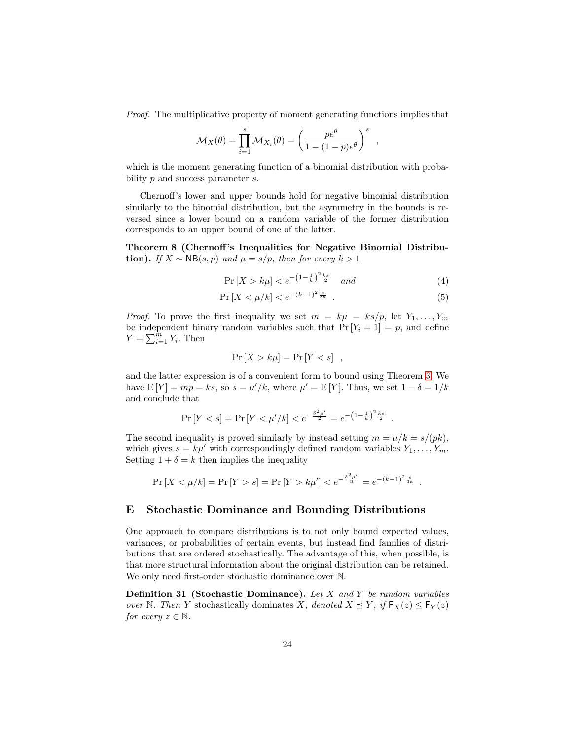*Proof.* The multiplicative property of moment generating functions implies that

$$\mathcal{M}_X(\theta) = \prod_{i=1}^{s} \mathcal{M}_{X_i}(\theta) = \left(\frac{pe^\theta}{1-(1-p)e^\theta}\right)^s \quad ,$$

which is the moment generating function of a binomial distribution with probability $p$ and success parameter $s$.

Chernoff's lower and upper bounds hold for negative binomial distribution similarly to the binomial distribution, but the asymmetry in the bounds is reversed since a lower bound on a random variable of the former distribution corresponds to an upper bound of one of the latter.

**Theorem 8 (Chernoff's Inequalities for Negative Binomial Distribution).** *If $X \sim \mathsf{NB}(s, p)$ and $\mu = s/p$, then for every $k > 1$*

$$\Pr\left[X > k\mu\right] < e^{-\left(1-\frac{1}{k}\right)^2 \frac{ks}{2}} \quad \textit{and} \tag{4}$$

$$\Pr\left[X < \mu/k\right] < e^{-(k-1)^2 \frac{s}{3k}} \quad . \tag{5}$$

*Proof.* To prove the first inequality we set $m = k\mu = ks/p$, let $Y_1, \ldots, Y_m$ be independent binary random variables such that $\Pr\left[Y_i = 1\right] = p$, and define $Y = \sum_{i=1}^{m} Y_i$. Then

$$\Pr\left[X > k\mu\right] = \Pr\left[Y < s\right] \quad ,$$

and the latter expression is of a convenient form to bound using Theorem 3. We have $\mathrm{E}\left[Y\right] = mp = ks$, so $s = \mu'/k$, where $\mu' = \mathrm{E}\left[Y\right]$. Thus, we set $1 - \delta = 1/k$ and conclude that

$$\Pr\left[Y < s\right] = \Pr\left[Y < \mu'/k\right] < e^{-\frac{\delta^2 \mu'}{2}} = e^{-\left(1-\frac{1}{k}\right)^2 \frac{ks}{2}} \quad .$$

The second inequality is proved similarly by instead setting $m = \mu/k = s/(pk)$, which gives $s = k\mu'$ with correspondingly defined random variables $Y_1, \ldots, Y_m$. Setting $1 + \delta = k$ then implies the inequality

$$\Pr\left[X < \mu/k\right] = \Pr\left[Y > s\right] = \Pr\left[Y > k\mu'\right] < e^{-\frac{\delta^2 \mu'}{3}} = e^{-(k-1)^2 \frac{s}{3k}} \quad .$$

## E Stochastic Dominance and Bounding Distributions

One approach to compare distributions is to not only bound expected values, variances, or probabilities of certain events, but instead find families of distributions that are ordered stochastically. The advantage of this, when possible, is that more structural information about the original distribution can be retained. We only need first-order stochastic dominance over $\mathbb{N}$.

**Definition 31 (Stochastic Dominance).** *Let $X$ and $Y$ be random variables over $\mathbb{N}$. Then $Y$* stochastically dominates *$X$, denoted $X \preceq Y$, if $\mathsf{F}_X(z) \leq \mathsf{F}_Y(z)$ for every $z \in \mathbb{N}$.*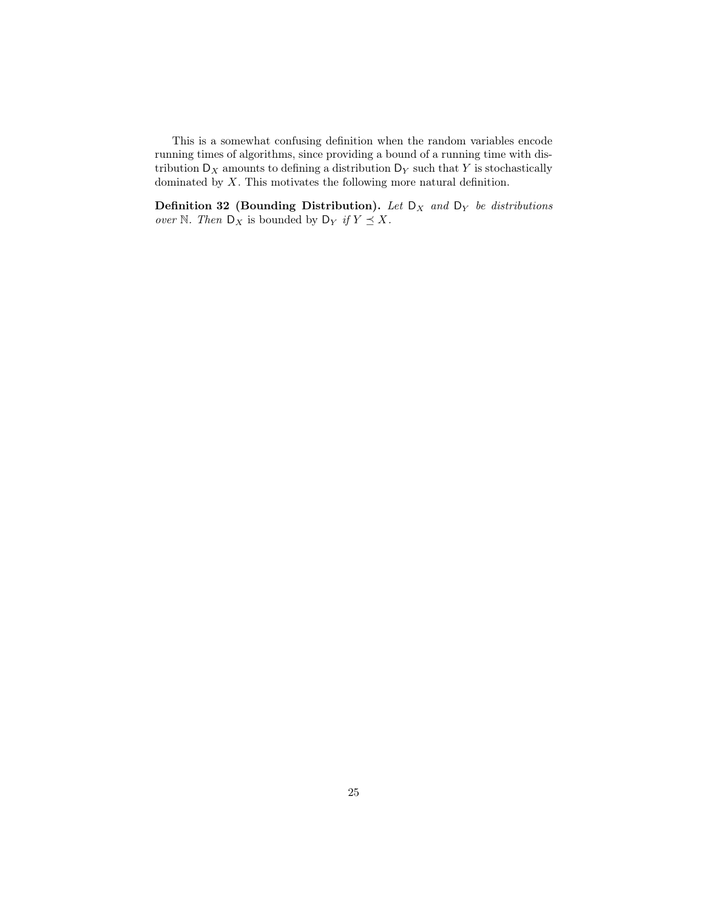This is a somewhat confusing definition when the random variables encode running times of algorithms, since providing a bound of a running time with distribution $\mathsf{D}_X$ amounts to defining a distribution $\mathsf{D}_Y$ such that $Y$ is stochastically dominated by $X$. This motivates the following more natural definition.

**Definition 32 (Bounding Distribution).** *Let* $\mathsf{D}_X$ *and* $\mathsf{D}_Y$ *be distributions over* $\mathbb{N}$. *Then* $\mathsf{D}_X$ is bounded by $\mathsf{D}_Y$ *if* $Y \preceq X$.